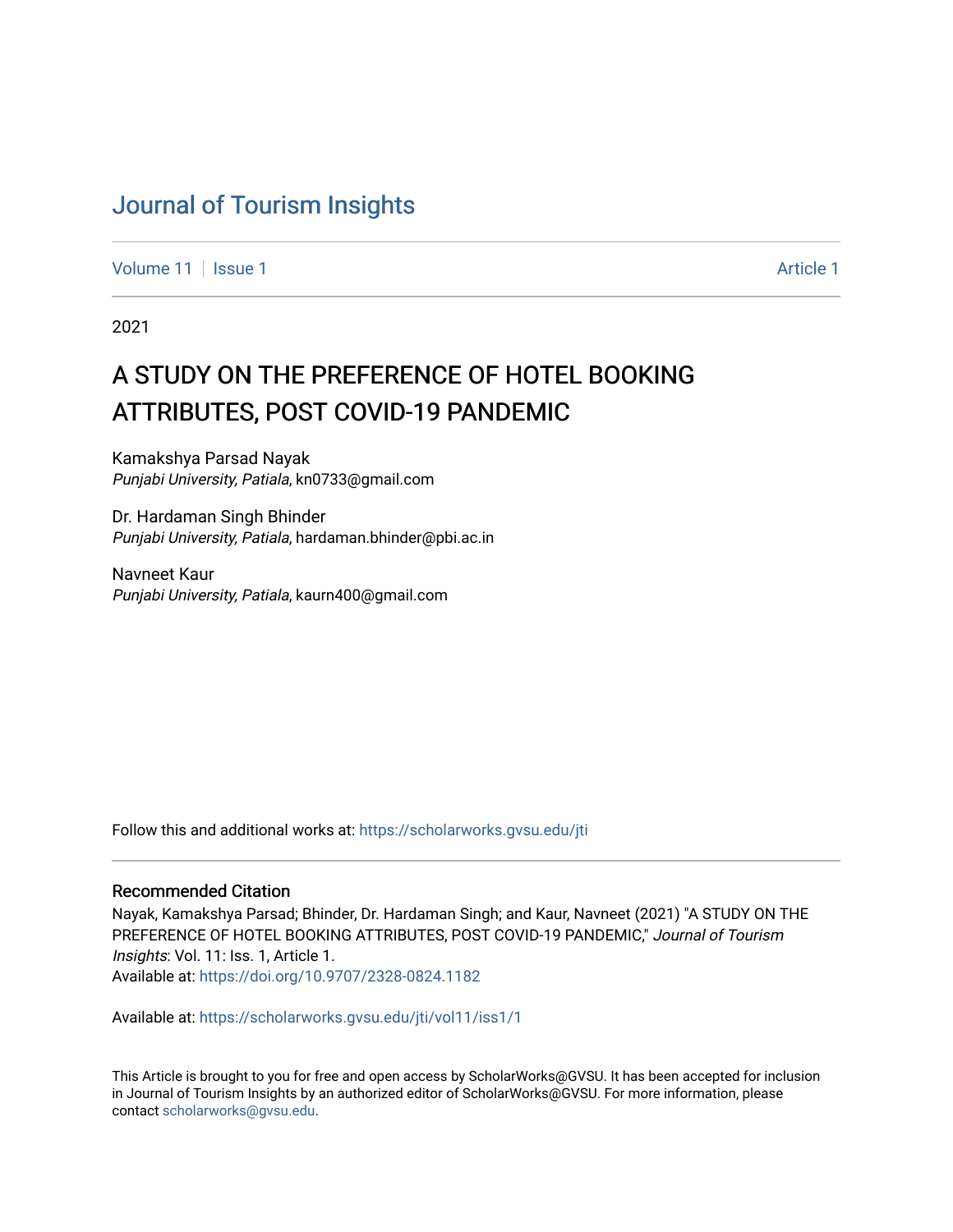# Journal of Tourism Insights

Volume 11 | Issue 1 Article 1

2021

## A STUDY ON THE PREFERENCE OF HOTEL BOOKING ATTRIBUTES, POST COVID-19 PANDEMIC

Kamakshya Parsad Nayak
*Punjabi University, Patiala*, kn0733@gmail.com

Dr. Hardaman Singh Bhinder
*Punjabi University, Patiala*, hardaman.bhinder@pbi.ac.in

Navneet Kaur
*Punjabi University, Patiala*, kaurn400@gmail.com

Follow this and additional works at: https://scholarworks.gvsu.edu/jti

### Recommended Citation

Nayak, Kamakshya Parsad; Bhinder, Dr. Hardaman Singh; and Kaur, Navneet (2021) "A STUDY ON THE PREFERENCE OF HOTEL BOOKING ATTRIBUTES, POST COVID-19 PANDEMIC," *Journal of Tourism Insights*: Vol. 11: Iss. 1, Article 1.
Available at: https://doi.org/10.9707/2328-0824.1182

Available at: https://scholarworks.gvsu.edu/jti/vol11/iss1/1

This Article is brought to you for free and open access by ScholarWorks@GVSU. It has been accepted for inclusion in Journal of Tourism Insights by an authorized editor of ScholarWorks@GVSU. For more information, please contact scholarworks@gvsu.edu.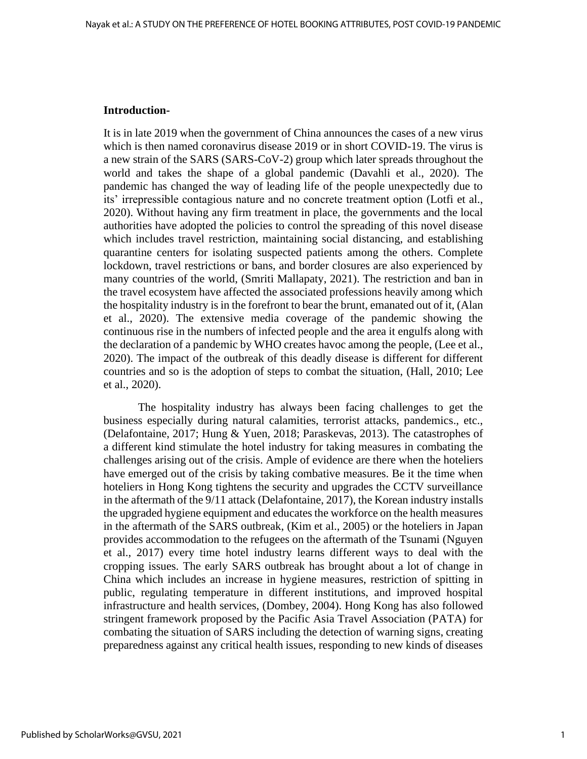## Introduction-

It is in late 2019 when the government of China announces the cases of a new virus which is then named coronavirus disease 2019 or in short COVID-19. The virus is a new strain of the SARS (SARS-CoV-2) group which later spreads throughout the world and takes the shape of a global pandemic (Davahli et al., 2020). The pandemic has changed the way of leading life of the people unexpectedly due to its' irrepressible contagious nature and no concrete treatment option (Lotfi et al., 2020). Without having any firm treatment in place, the governments and the local authorities have adopted the policies to control the spreading of this novel disease which includes travel restriction, maintaining social distancing, and establishing quarantine centers for isolating suspected patients among the others. Complete lockdown, travel restrictions or bans, and border closures are also experienced by many countries of the world, (Smriti Mallapaty, 2021). The restriction and ban in the travel ecosystem have affected the associated professions heavily among which the hospitality industry is in the forefront to bear the brunt, emanated out of it, (Alan et al., 2020). The extensive media coverage of the pandemic showing the continuous rise in the numbers of infected people and the area it engulfs along with the declaration of a pandemic by WHO creates havoc among the people, (Lee et al., 2020). The impact of the outbreak of this deadly disease is different for different countries and so is the adoption of steps to combat the situation, (Hall, 2010; Lee et al., 2020).

The hospitality industry has always been facing challenges to get the business especially during natural calamities, terrorist attacks, pandemics., etc., (Delafontaine, 2017; Hung & Yuen, 2018; Paraskevas, 2013). The catastrophes of a different kind stimulate the hotel industry for taking measures in combating the challenges arising out of the crisis. Ample of evidence are there when the hoteliers have emerged out of the crisis by taking combative measures. Be it the time when hoteliers in Hong Kong tightens the security and upgrades the CCTV surveillance in the aftermath of the 9/11 attack (Delafontaine, 2017), the Korean industry installs the upgraded hygiene equipment and educates the workforce on the health measures in the aftermath of the SARS outbreak, (Kim et al., 2005) or the hoteliers in Japan provides accommodation to the refugees on the aftermath of the Tsunami (Nguyen et al., 2017) every time hotel industry learns different ways to deal with the cropping issues. The early SARS outbreak has brought about a lot of change in China which includes an increase in hygiene measures, restriction of spitting in public, regulating temperature in different institutions, and improved hospital infrastructure and health services, (Dombey, 2004). Hong Kong has also followed stringent framework proposed by the Pacific Asia Travel Association (PATA) for combating the situation of SARS including the detection of warning signs, creating preparedness against any critical health issues, responding to new kinds of diseases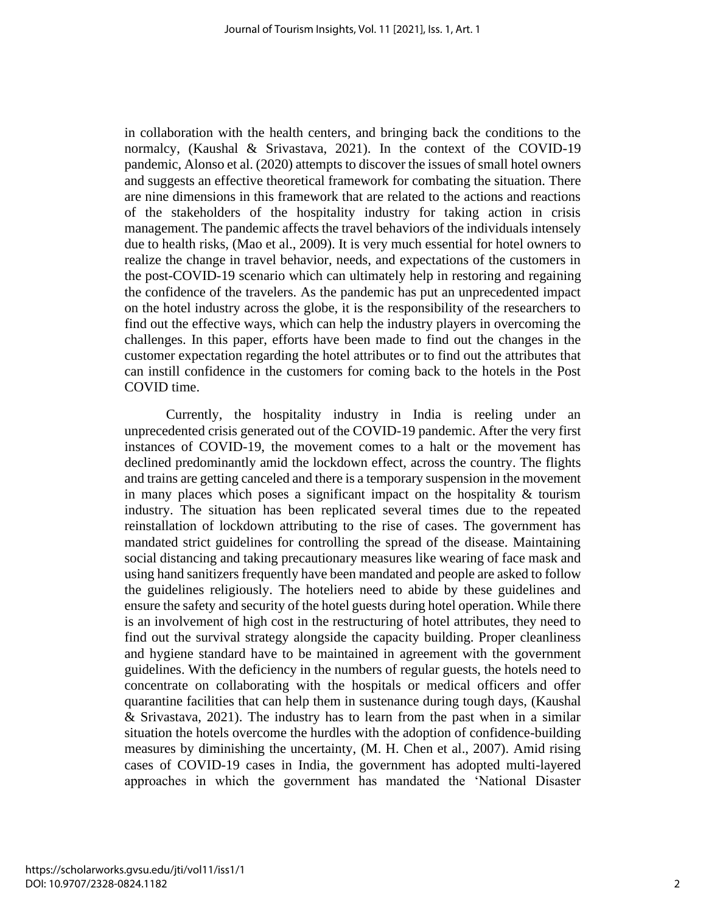in collaboration with the health centers, and bringing back the conditions to the normalcy, (Kaushal & Srivastava, 2021). In the context of the COVID-19 pandemic, Alonso et al. (2020) attempts to discover the issues of small hotel owners and suggests an effective theoretical framework for combating the situation. There are nine dimensions in this framework that are related to the actions and reactions of the stakeholders of the hospitality industry for taking action in crisis management. The pandemic affects the travel behaviors of the individuals intensely due to health risks, (Mao et al., 2009). It is very much essential for hotel owners to realize the change in travel behavior, needs, and expectations of the customers in the post-COVID-19 scenario which can ultimately help in restoring and regaining the confidence of the travelers. As the pandemic has put an unprecedented impact on the hotel industry across the globe, it is the responsibility of the researchers to find out the effective ways, which can help the industry players in overcoming the challenges. In this paper, efforts have been made to find out the changes in the customer expectation regarding the hotel attributes or to find out the attributes that can instill confidence in the customers for coming back to the hotels in the Post COVID time.

Currently, the hospitality industry in India is reeling under an unprecedented crisis generated out of the COVID-19 pandemic. After the very first instances of COVID-19, the movement comes to a halt or the movement has declined predominantly amid the lockdown effect, across the country. The flights and trains are getting canceled and there is a temporary suspension in the movement in many places which poses a significant impact on the hospitality & tourism industry. The situation has been replicated several times due to the repeated reinstallation of lockdown attributing to the rise of cases. The government has mandated strict guidelines for controlling the spread of the disease. Maintaining social distancing and taking precautionary measures like wearing of face mask and using hand sanitizers frequently have been mandated and people are asked to follow the guidelines religiously. The hoteliers need to abide by these guidelines and ensure the safety and security of the hotel guests during hotel operation. While there is an involvement of high cost in the restructuring of hotel attributes, they need to find out the survival strategy alongside the capacity building. Proper cleanliness and hygiene standard have to be maintained in agreement with the government guidelines. With the deficiency in the numbers of regular guests, the hotels need to concentrate on collaborating with the hospitals or medical officers and offer quarantine facilities that can help them in sustenance during tough days, (Kaushal & Srivastava, 2021). The industry has to learn from the past when in a similar situation the hotels overcome the hurdles with the adoption of confidence-building measures by diminishing the uncertainty, (M. H. Chen et al., 2007). Amid rising cases of COVID-19 cases in India, the government has adopted multi-layered approaches in which the government has mandated the 'National Disaster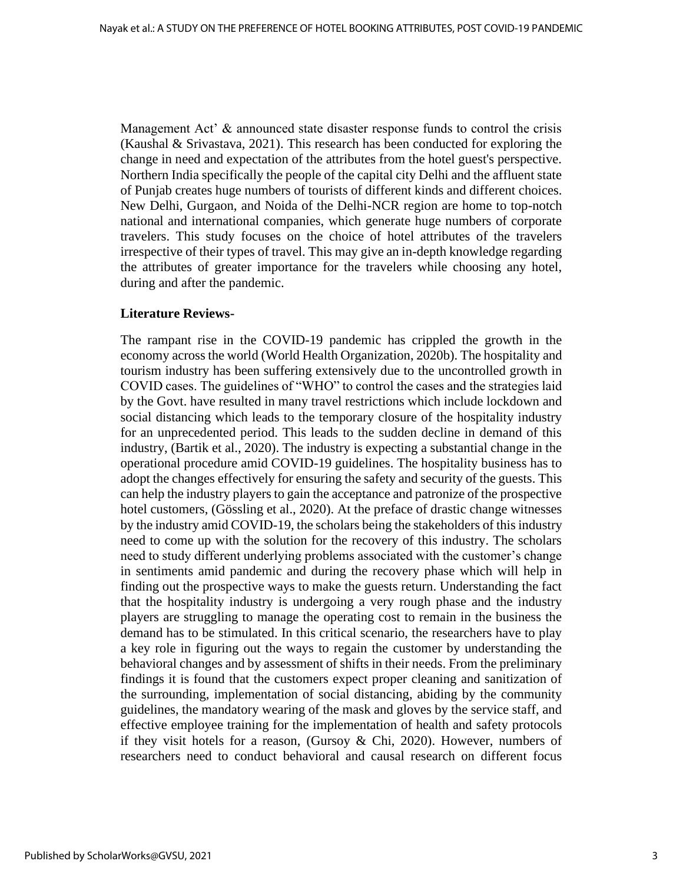Management Act' & announced state disaster response funds to control the crisis (Kaushal & Srivastava, 2021). This research has been conducted for exploring the change in need and expectation of the attributes from the hotel guest's perspective. Northern India specifically the people of the capital city Delhi and the affluent state of Punjab creates huge numbers of tourists of different kinds and different choices. New Delhi, Gurgaon, and Noida of the Delhi-NCR region are home to top-notch national and international companies, which generate huge numbers of corporate travelers. This study focuses on the choice of hotel attributes of the travelers irrespective of their types of travel. This may give an in-depth knowledge regarding the attributes of greater importance for the travelers while choosing any hotel, during and after the pandemic.

**Literature Reviews-**

The rampant rise in the COVID-19 pandemic has crippled the growth in the economy across the world (World Health Organization, 2020b). The hospitality and tourism industry has been suffering extensively due to the uncontrolled growth in COVID cases. The guidelines of "WHO" to control the cases and the strategies laid by the Govt. have resulted in many travel restrictions which include lockdown and social distancing which leads to the temporary closure of the hospitality industry for an unprecedented period. This leads to the sudden decline in demand of this industry, (Bartik et al., 2020). The industry is expecting a substantial change in the operational procedure amid COVID-19 guidelines. The hospitality business has to adopt the changes effectively for ensuring the safety and security of the guests. This can help the industry players to gain the acceptance and patronize of the prospective hotel customers, (Gössling et al., 2020). At the preface of drastic change witnesses by the industry amid COVID-19, the scholars being the stakeholders of this industry need to come up with the solution for the recovery of this industry. The scholars need to study different underlying problems associated with the customer's change in sentiments amid pandemic and during the recovery phase which will help in finding out the prospective ways to make the guests return. Understanding the fact that the hospitality industry is undergoing a very rough phase and the industry players are struggling to manage the operating cost to remain in the business the demand has to be stimulated. In this critical scenario, the researchers have to play a key role in figuring out the ways to regain the customer by understanding the behavioral changes and by assessment of shifts in their needs. From the preliminary findings it is found that the customers expect proper cleaning and sanitization of the surrounding, implementation of social distancing, abiding by the community guidelines, the mandatory wearing of the mask and gloves by the service staff, and effective employee training for the implementation of health and safety protocols if they visit hotels for a reason, (Gursoy & Chi, 2020). However, numbers of researchers need to conduct behavioral and causal research on different focus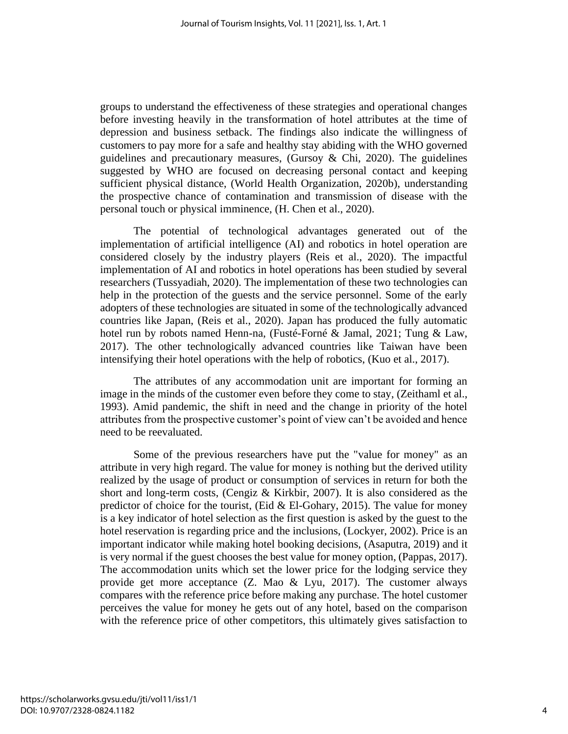groups to understand the effectiveness of these strategies and operational changes before investing heavily in the transformation of hotel attributes at the time of depression and business setback. The findings also indicate the willingness of customers to pay more for a safe and healthy stay abiding with the WHO governed guidelines and precautionary measures, (Gursoy & Chi, 2020). The guidelines suggested by WHO are focused on decreasing personal contact and keeping sufficient physical distance, (World Health Organization, 2020b), understanding the prospective chance of contamination and transmission of disease with the personal touch or physical imminence, (H. Chen et al., 2020).

The potential of technological advantages generated out of the implementation of artificial intelligence (AI) and robotics in hotel operation are considered closely by the industry players (Reis et al., 2020). The impactful implementation of AI and robotics in hotel operations has been studied by several researchers (Tussyadiah, 2020). The implementation of these two technologies can help in the protection of the guests and the service personnel. Some of the early adopters of these technologies are situated in some of the technologically advanced countries like Japan, (Reis et al., 2020). Japan has produced the fully automatic hotel run by robots named Henn-na, (Fusté-Forné & Jamal, 2021; Tung & Law, 2017). The other technologically advanced countries like Taiwan have been intensifying their hotel operations with the help of robotics, (Kuo et al., 2017).

The attributes of any accommodation unit are important for forming an image in the minds of the customer even before they come to stay, (Zeithaml et al., 1993). Amid pandemic, the shift in need and the change in priority of the hotel attributes from the prospective customer's point of view can't be avoided and hence need to be reevaluated.

Some of the previous researchers have put the "value for money" as an attribute in very high regard. The value for money is nothing but the derived utility realized by the usage of product or consumption of services in return for both the short and long-term costs, (Cengiz & Kirkbir, 2007). It is also considered as the predictor of choice for the tourist, (Eid & El-Gohary, 2015). The value for money is a key indicator of hotel selection as the first question is asked by the guest to the hotel reservation is regarding price and the inclusions, (Lockyer, 2002). Price is an important indicator while making hotel booking decisions, (Asaputra, 2019) and it is very normal if the guest chooses the best value for money option, (Pappas, 2017). The accommodation units which set the lower price for the lodging service they provide get more acceptance (Z. Mao & Lyu, 2017). The customer always compares with the reference price before making any purchase. The hotel customer perceives the value for money he gets out of any hotel, based on the comparison with the reference price of other competitors, this ultimately gives satisfaction to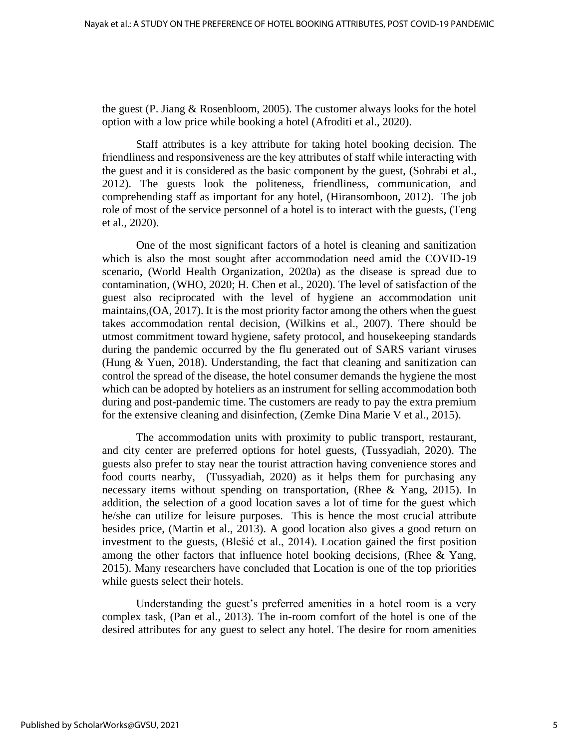the guest (P. Jiang & Rosenbloom, 2005). The customer always looks for the hotel option with a low price while booking a hotel (Afroditi et al., 2020).

Staff attributes is a key attribute for taking hotel booking decision. The friendliness and responsiveness are the key attributes of staff while interacting with the guest and it is considered as the basic component by the guest, (Sohrabi et al., 2012). The guests look the politeness, friendliness, communication, and comprehending staff as important for any hotel, (Hiransomboon, 2012). The job role of most of the service personnel of a hotel is to interact with the guests, (Teng et al., 2020).

One of the most significant factors of a hotel is cleaning and sanitization which is also the most sought after accommodation need amid the COVID-19 scenario, (World Health Organization, 2020a) as the disease is spread due to contamination, (WHO, 2020; H. Chen et al., 2020). The level of satisfaction of the guest also reciprocated with the level of hygiene an accommodation unit maintains,(OA, 2017). It is the most priority factor among the others when the guest takes accommodation rental decision, (Wilkins et al., 2007). There should be utmost commitment toward hygiene, safety protocol, and housekeeping standards during the pandemic occurred by the flu generated out of SARS variant viruses (Hung & Yuen, 2018). Understanding, the fact that cleaning and sanitization can control the spread of the disease, the hotel consumer demands the hygiene the most which can be adopted by hoteliers as an instrument for selling accommodation both during and post-pandemic time. The customers are ready to pay the extra premium for the extensive cleaning and disinfection, (Zemke Dina Marie V et al., 2015).

The accommodation units with proximity to public transport, restaurant, and city center are preferred options for hotel guests, (Tussyadiah, 2020). The guests also prefer to stay near the tourist attraction having convenience stores and food courts nearby, (Tussyadiah, 2020) as it helps them for purchasing any necessary items without spending on transportation, (Rhee & Yang, 2015). In addition, the selection of a good location saves a lot of time for the guest which he/she can utilize for leisure purposes. This is hence the most crucial attribute besides price, (Martin et al., 2013). A good location also gives a good return on investment to the guests, (Blešić et al., 2014). Location gained the first position among the other factors that influence hotel booking decisions, (Rhee & Yang, 2015). Many researchers have concluded that Location is one of the top priorities while guests select their hotels.

Understanding the guest's preferred amenities in a hotel room is a very complex task, (Pan et al., 2013). The in-room comfort of the hotel is one of the desired attributes for any guest to select any hotel. The desire for room amenities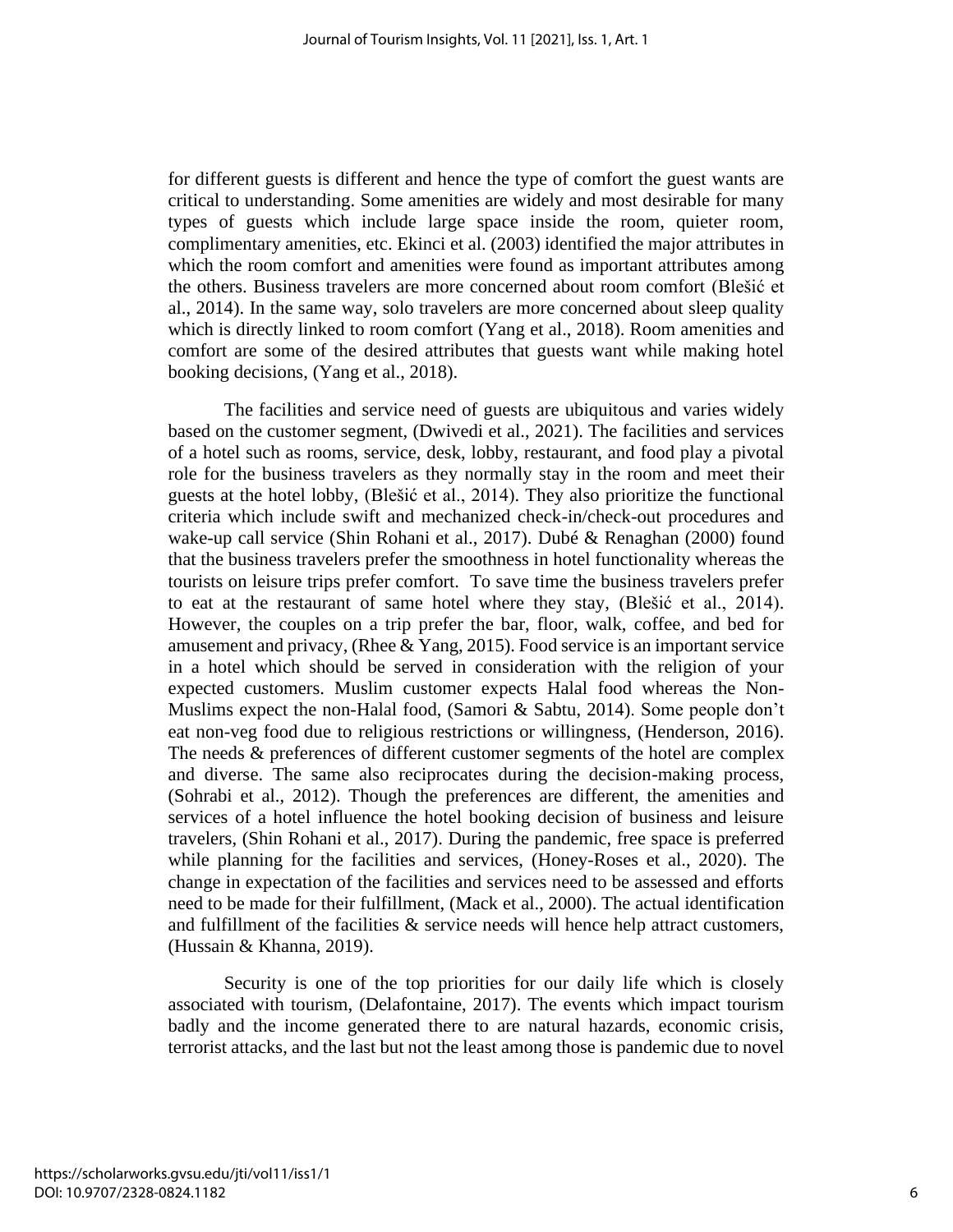for different guests is different and hence the type of comfort the guest wants are critical to understanding. Some amenities are widely and most desirable for many types of guests which include large space inside the room, quieter room, complimentary amenities, etc. Ekinci et al. (2003) identified the major attributes in which the room comfort and amenities were found as important attributes among the others. Business travelers are more concerned about room comfort (Blešić et al., 2014). In the same way, solo travelers are more concerned about sleep quality which is directly linked to room comfort (Yang et al., 2018). Room amenities and comfort are some of the desired attributes that guests want while making hotel booking decisions, (Yang et al., 2018).

The facilities and service need of guests are ubiquitous and varies widely based on the customer segment, (Dwivedi et al., 2021). The facilities and services of a hotel such as rooms, service, desk, lobby, restaurant, and food play a pivotal role for the business travelers as they normally stay in the room and meet their guests at the hotel lobby, (Blešić et al., 2014). They also prioritize the functional criteria which include swift and mechanized check-in/check-out procedures and wake-up call service (Shin Rohani et al., 2017). Dubé & Renaghan (2000) found that the business travelers prefer the smoothness in hotel functionality whereas the tourists on leisure trips prefer comfort. To save time the business travelers prefer to eat at the restaurant of same hotel where they stay, (Blešić et al., 2014). However, the couples on a trip prefer the bar, floor, walk, coffee, and bed for amusement and privacy, (Rhee & Yang, 2015). Food service is an important service in a hotel which should be served in consideration with the religion of your expected customers. Muslim customer expects Halal food whereas the Non-Muslims expect the non-Halal food, (Samori & Sabtu, 2014). Some people don't eat non-veg food due to religious restrictions or willingness, (Henderson, 2016). The needs & preferences of different customer segments of the hotel are complex and diverse. The same also reciprocates during the decision-making process, (Sohrabi et al., 2012). Though the preferences are different, the amenities and services of a hotel influence the hotel booking decision of business and leisure travelers, (Shin Rohani et al., 2017). During the pandemic, free space is preferred while planning for the facilities and services, (Honey-Roses et al., 2020). The change in expectation of the facilities and services need to be assessed and efforts need to be made for their fulfillment, (Mack et al., 2000). The actual identification and fulfillment of the facilities & service needs will hence help attract customers, (Hussain & Khanna, 2019).

Security is one of the top priorities for our daily life which is closely associated with tourism, (Delafontaine, 2017). The events which impact tourism badly and the income generated there to are natural hazards, economic crisis, terrorist attacks, and the last but not the least among those is pandemic due to novel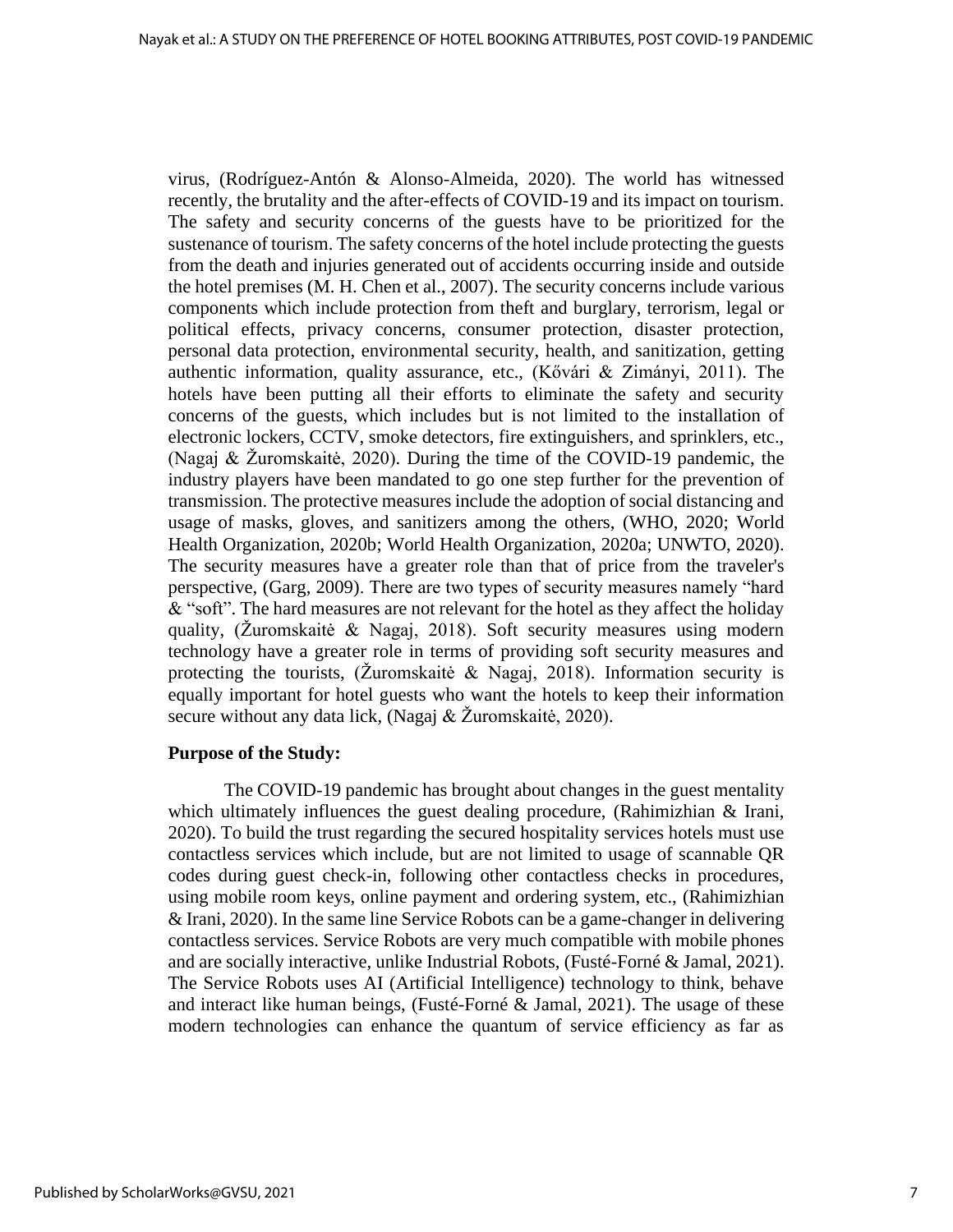virus, (Rodríguez-Antón & Alonso-Almeida, 2020). The world has witnessed recently, the brutality and the after-effects of COVID-19 and its impact on tourism. The safety and security concerns of the guests have to be prioritized for the sustenance of tourism. The safety concerns of the hotel include protecting the guests from the death and injuries generated out of accidents occurring inside and outside the hotel premises (M. H. Chen et al., 2007). The security concerns include various components which include protection from theft and burglary, terrorism, legal or political effects, privacy concerns, consumer protection, disaster protection, personal data protection, environmental security, health, and sanitization, getting authentic information, quality assurance, etc., (Kővári & Zimányi, 2011). The hotels have been putting all their efforts to eliminate the safety and security concerns of the guests, which includes but is not limited to the installation of electronic lockers, CCTV, smoke detectors, fire extinguishers, and sprinklers, etc., (Nagaj & Žuromskaitė, 2020). During the time of the COVID-19 pandemic, the industry players have been mandated to go one step further for the prevention of transmission. The protective measures include the adoption of social distancing and usage of masks, gloves, and sanitizers among the others, (WHO, 2020; World Health Organization, 2020b; World Health Organization, 2020a; UNWTO, 2020). The security measures have a greater role than that of price from the traveler's perspective, (Garg, 2009). There are two types of security measures namely "hard & "soft". The hard measures are not relevant for the hotel as they affect the holiday quality, (Žuromskaitė & Nagaj, 2018). Soft security measures using modern technology have a greater role in terms of providing soft security measures and protecting the tourists, (Žuromskaitė & Nagaj, 2018). Information security is equally important for hotel guests who want the hotels to keep their information secure without any data lick, (Nagaj & Žuromskaitė, 2020).

**Purpose of the Study:**

The COVID-19 pandemic has brought about changes in the guest mentality which ultimately influences the guest dealing procedure, (Rahimizhian & Irani, 2020). To build the trust regarding the secured hospitality services hotels must use contactless services which include, but are not limited to usage of scannable QR codes during guest check-in, following other contactless checks in procedures, using mobile room keys, online payment and ordering system, etc., (Rahimizhian & Irani, 2020). In the same line Service Robots can be a game-changer in delivering contactless services. Service Robots are very much compatible with mobile phones and are socially interactive, unlike Industrial Robots, (Fusté-Forné & Jamal, 2021). The Service Robots uses AI (Artificial Intelligence) technology to think, behave and interact like human beings, (Fusté-Forné & Jamal, 2021). The usage of these modern technologies can enhance the quantum of service efficiency as far as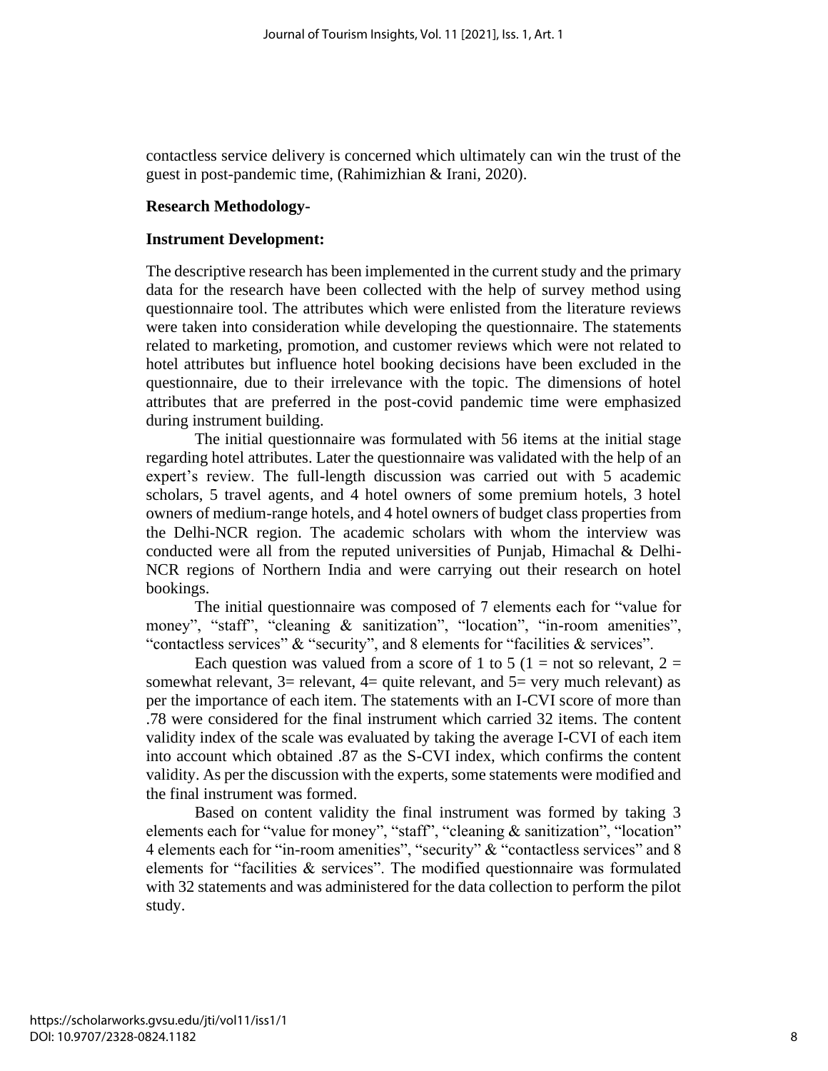contactless service delivery is concerned which ultimately can win the trust of the guest in post-pandemic time, (Rahimizhian & Irani, 2020).

**Research Methodology-**

**Instrument Development:**

The descriptive research has been implemented in the current study and the primary data for the research have been collected with the help of survey method using questionnaire tool. The attributes which were enlisted from the literature reviews were taken into consideration while developing the questionnaire. The statements related to marketing, promotion, and customer reviews which were not related to hotel attributes but influence hotel booking decisions have been excluded in the questionnaire, due to their irrelevance with the topic. The dimensions of hotel attributes that are preferred in the post-covid pandemic time were emphasized during instrument building.

The initial questionnaire was formulated with 56 items at the initial stage regarding hotel attributes. Later the questionnaire was validated with the help of an expert's review. The full-length discussion was carried out with 5 academic scholars, 5 travel agents, and 4 hotel owners of some premium hotels, 3 hotel owners of medium-range hotels, and 4 hotel owners of budget class properties from the Delhi-NCR region. The academic scholars with whom the interview was conducted were all from the reputed universities of Punjab, Himachal & Delhi-NCR regions of Northern India and were carrying out their research on hotel bookings.

The initial questionnaire was composed of 7 elements each for "value for money", "staff", "cleaning & sanitization", "location", "in-room amenities", "contactless services" & "security", and 8 elements for "facilities & services".

Each question was valued from a score of 1 to 5 (1 = not so relevant, 2 = somewhat relevant, 3= relevant, 4= quite relevant, and 5= very much relevant) as per the importance of each item. The statements with an I-CVI score of more than .78 were considered for the final instrument which carried 32 items. The content validity index of the scale was evaluated by taking the average I-CVI of each item into account which obtained .87 as the S-CVI index, which confirms the content validity. As per the discussion with the experts, some statements were modified and the final instrument was formed.

Based on content validity the final instrument was formed by taking 3 elements each for "value for money", "staff", "cleaning & sanitization", "location" 4 elements each for "in-room amenities", "security" & "contactless services" and 8 elements for "facilities & services". The modified questionnaire was formulated with 32 statements and was administered for the data collection to perform the pilot study.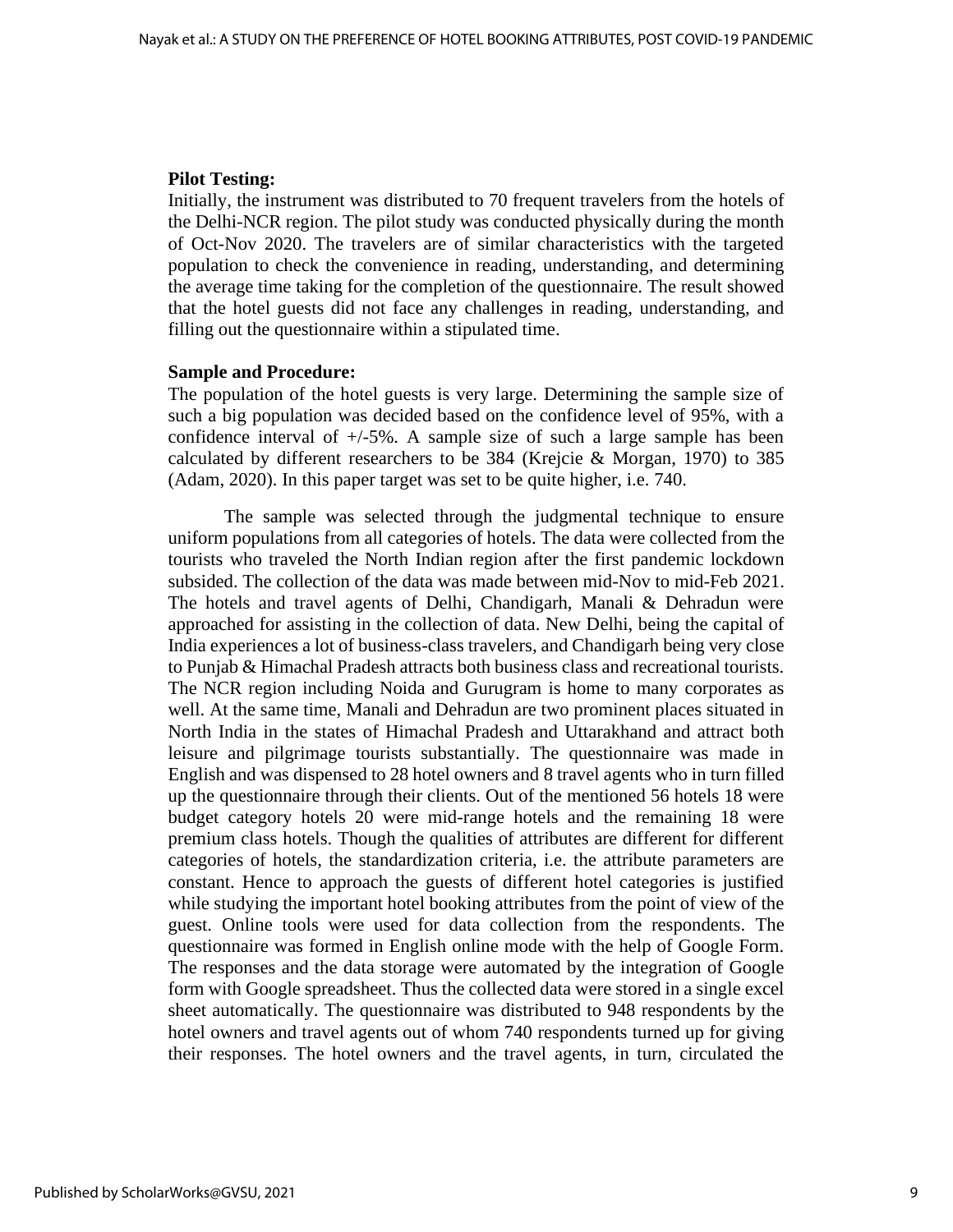**Pilot Testing:**

Initially, the instrument was distributed to 70 frequent travelers from the hotels of the Delhi-NCR region. The pilot study was conducted physically during the month of Oct-Nov 2020. The travelers are of similar characteristics with the targeted population to check the convenience in reading, understanding, and determining the average time taking for the completion of the questionnaire. The result showed that the hotel guests did not face any challenges in reading, understanding, and filling out the questionnaire within a stipulated time.

**Sample and Procedure:**

The population of the hotel guests is very large. Determining the sample size of such a big population was decided based on the confidence level of 95%, with a confidence interval of +/-5%. A sample size of such a large sample has been calculated by different researchers to be 384 (Krejcie & Morgan, 1970) to 385 (Adam, 2020). In this paper target was set to be quite higher, i.e. 740.

The sample was selected through the judgmental technique to ensure uniform populations from all categories of hotels. The data were collected from the tourists who traveled the North Indian region after the first pandemic lockdown subsided. The collection of the data was made between mid-Nov to mid-Feb 2021. The hotels and travel agents of Delhi, Chandigarh, Manali & Dehradun were approached for assisting in the collection of data. New Delhi, being the capital of India experiences a lot of business-class travelers, and Chandigarh being very close to Punjab & Himachal Pradesh attracts both business class and recreational tourists. The NCR region including Noida and Gurugram is home to many corporates as well. At the same time, Manali and Dehradun are two prominent places situated in North India in the states of Himachal Pradesh and Uttarakhand and attract both leisure and pilgrimage tourists substantially. The questionnaire was made in English and was dispensed to 28 hotel owners and 8 travel agents who in turn filled up the questionnaire through their clients. Out of the mentioned 56 hotels 18 were budget category hotels 20 were mid-range hotels and the remaining 18 were premium class hotels. Though the qualities of attributes are different for different categories of hotels, the standardization criteria, i.e. the attribute parameters are constant. Hence to approach the guests of different hotel categories is justified while studying the important hotel booking attributes from the point of view of the guest. Online tools were used for data collection from the respondents. The questionnaire was formed in English online mode with the help of Google Form. The responses and the data storage were automated by the integration of Google form with Google spreadsheet. Thus the collected data were stored in a single excel sheet automatically. The questionnaire was distributed to 948 respondents by the hotel owners and travel agents out of whom 740 respondents turned up for giving their responses. The hotel owners and the travel agents, in turn, circulated the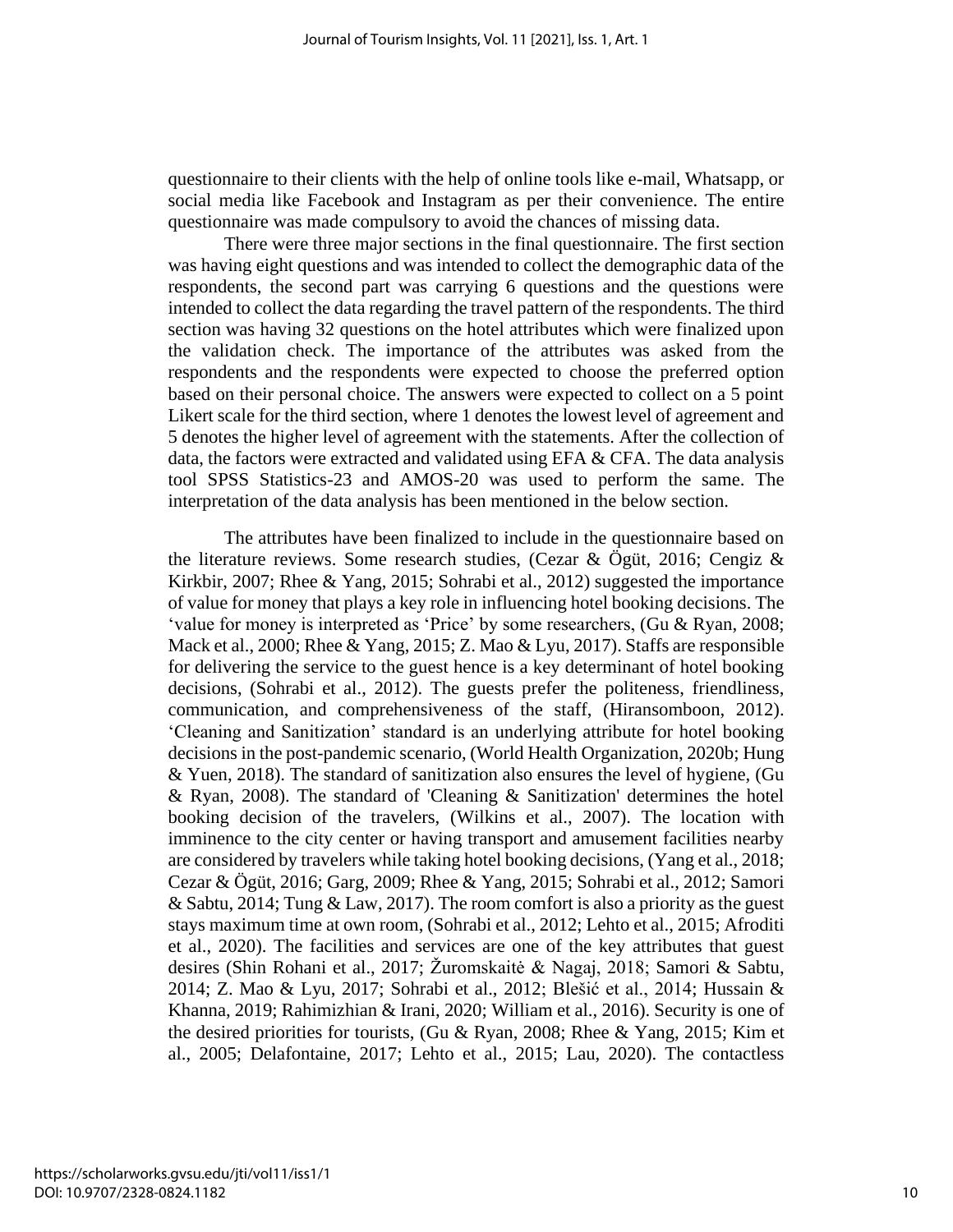questionnaire to their clients with the help of online tools like e-mail, Whatsapp, or social media like Facebook and Instagram as per their convenience. The entire questionnaire was made compulsory to avoid the chances of missing data.

There were three major sections in the final questionnaire. The first section was having eight questions and was intended to collect the demographic data of the respondents, the second part was carrying 6 questions and the questions were intended to collect the data regarding the travel pattern of the respondents. The third section was having 32 questions on the hotel attributes which were finalized upon the validation check. The importance of the attributes was asked from the respondents and the respondents were expected to choose the preferred option based on their personal choice. The answers were expected to collect on a 5 point Likert scale for the third section, where 1 denotes the lowest level of agreement and 5 denotes the higher level of agreement with the statements. After the collection of data, the factors were extracted and validated using EFA & CFA. The data analysis tool SPSS Statistics-23 and AMOS-20 was used to perform the same. The interpretation of the data analysis has been mentioned in the below section.

The attributes have been finalized to include in the questionnaire based on the literature reviews. Some research studies, (Cezar & Ögüt, 2016; Cengiz & Kirkbir, 2007; Rhee & Yang, 2015; Sohrabi et al., 2012) suggested the importance of value for money that plays a key role in influencing hotel booking decisions. The 'value for money is interpreted as 'Price' by some researchers, (Gu & Ryan, 2008; Mack et al., 2000; Rhee & Yang, 2015; Z. Mao & Lyu, 2017). Staffs are responsible for delivering the service to the guest hence is a key determinant of hotel booking decisions, (Sohrabi et al., 2012). The guests prefer the politeness, friendliness, communication, and comprehensiveness of the staff, (Hiransomboon, 2012). 'Cleaning and Sanitization' standard is an underlying attribute for hotel booking decisions in the post-pandemic scenario, (World Health Organization, 2020b; Hung & Yuen, 2018). The standard of sanitization also ensures the level of hygiene, (Gu & Ryan, 2008). The standard of 'Cleaning & Sanitization' determines the hotel booking decision of the travelers, (Wilkins et al., 2007). The location with imminence to the city center or having transport and amusement facilities nearby are considered by travelers while taking hotel booking decisions, (Yang et al., 2018; Cezar & Ögüt, 2016; Garg, 2009; Rhee & Yang, 2015; Sohrabi et al., 2012; Samori & Sabtu, 2014; Tung & Law, 2017). The room comfort is also a priority as the guest stays maximum time at own room, (Sohrabi et al., 2012; Lehto et al., 2015; Afroditi et al., 2020). The facilities and services are one of the key attributes that guest desires (Shin Rohani et al., 2017; Žuromskaitė & Nagaj, 2018; Samori & Sabtu, 2014; Z. Mao & Lyu, 2017; Sohrabi et al., 2012; Blešić et al., 2014; Hussain & Khanna, 2019; Rahimizhian & Irani, 2020; William et al., 2016). Security is one of the desired priorities for tourists, (Gu & Ryan, 2008; Rhee & Yang, 2015; Kim et al., 2005; Delafontaine, 2017; Lehto et al., 2015; Lau, 2020). The contactless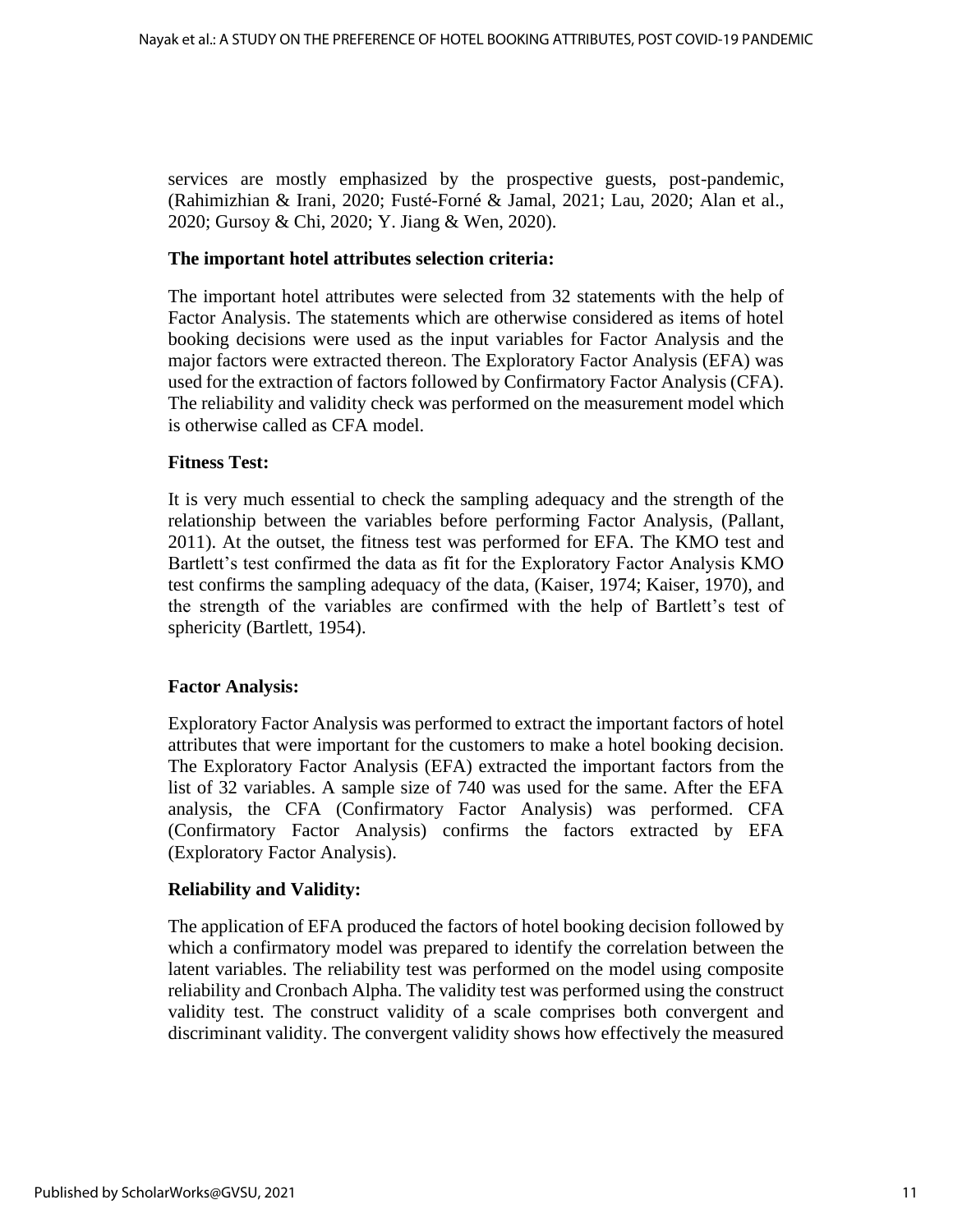services are mostly emphasized by the prospective guests, post-pandemic, (Rahimizhian & Irani, 2020; Fusté-Forné & Jamal, 2021; Lau, 2020; Alan et al., 2020; Gursoy & Chi, 2020; Y. Jiang & Wen, 2020).

**The important hotel attributes selection criteria:**

The important hotel attributes were selected from 32 statements with the help of Factor Analysis. The statements which are otherwise considered as items of hotel booking decisions were used as the input variables for Factor Analysis and the major factors were extracted thereon. The Exploratory Factor Analysis (EFA) was used for the extraction of factors followed by Confirmatory Factor Analysis (CFA). The reliability and validity check was performed on the measurement model which is otherwise called as CFA model.

**Fitness Test:**

It is very much essential to check the sampling adequacy and the strength of the relationship between the variables before performing Factor Analysis, (Pallant, 2011). At the outset, the fitness test was performed for EFA. The KMO test and Bartlett's test confirmed the data as fit for the Exploratory Factor Analysis KMO test confirms the sampling adequacy of the data, (Kaiser, 1974; Kaiser, 1970), and the strength of the variables are confirmed with the help of Bartlett's test of sphericity (Bartlett, 1954).

**Factor Analysis:**

Exploratory Factor Analysis was performed to extract the important factors of hotel attributes that were important for the customers to make a hotel booking decision. The Exploratory Factor Analysis (EFA) extracted the important factors from the list of 32 variables. A sample size of 740 was used for the same. After the EFA analysis, the CFA (Confirmatory Factor Analysis) was performed. CFA (Confirmatory Factor Analysis) confirms the factors extracted by EFA (Exploratory Factor Analysis).

**Reliability and Validity:**

The application of EFA produced the factors of hotel booking decision followed by which a confirmatory model was prepared to identify the correlation between the latent variables. The reliability test was performed on the model using composite reliability and Cronbach Alpha. The validity test was performed using the construct validity test. The construct validity of a scale comprises both convergent and discriminant validity. The convergent validity shows how effectively the measured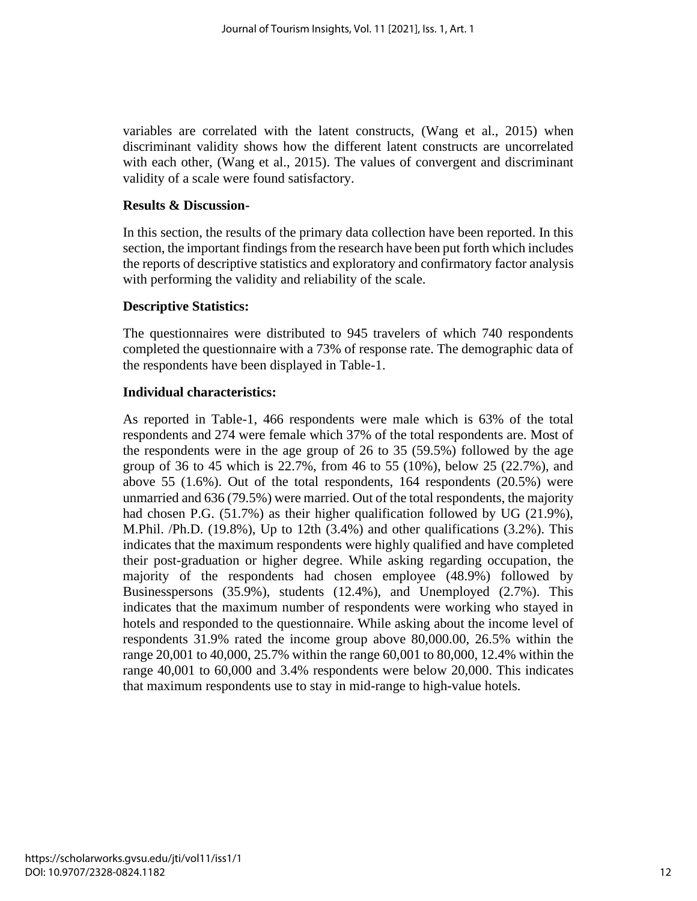variables are correlated with the latent constructs, (Wang et al., 2015) when discriminant validity shows how the different latent constructs are uncorrelated with each other, (Wang et al., 2015). The values of convergent and discriminant validity of a scale were found satisfactory.

**Results & Discussion-**

In this section, the results of the primary data collection have been reported. In this section, the important findings from the research have been put forth which includes the reports of descriptive statistics and exploratory and confirmatory factor analysis with performing the validity and reliability of the scale.

**Descriptive Statistics:**

The questionnaires were distributed to 945 travelers of which 740 respondents completed the questionnaire with a 73% of response rate. The demographic data of the respondents have been displayed in Table-1.

**Individual characteristics:**

As reported in Table-1, 466 respondents were male which is 63% of the total respondents and 274 were female which 37% of the total respondents are. Most of the respondents were in the age group of 26 to 35 (59.5%) followed by the age group of 36 to 45 which is 22.7%, from 46 to 55 (10%), below 25 (22.7%), and above 55 (1.6%). Out of the total respondents, 164 respondents (20.5%) were unmarried and 636 (79.5%) were married. Out of the total respondents, the majority had chosen P.G. (51.7%) as their higher qualification followed by UG (21.9%), M.Phil. /Ph.D. (19.8%), Up to 12th (3.4%) and other qualifications (3.2%). This indicates that the maximum respondents were highly qualified and have completed their post-graduation or higher degree. While asking regarding occupation, the majority of the respondents had chosen employee (48.9%) followed by Businesspersons (35.9%), students (12.4%), and Unemployed (2.7%). This indicates that the maximum number of respondents were working who stayed in hotels and responded to the questionnaire. While asking about the income level of respondents 31.9% rated the income group above 80,000.00, 26.5% within the range 20,001 to 40,000, 25.7% within the range 60,001 to 80,000, 12.4% within the range 40,001 to 60,000 and 3.4% respondents were below 20,000. This indicates that maximum respondents use to stay in mid-range to high-value hotels.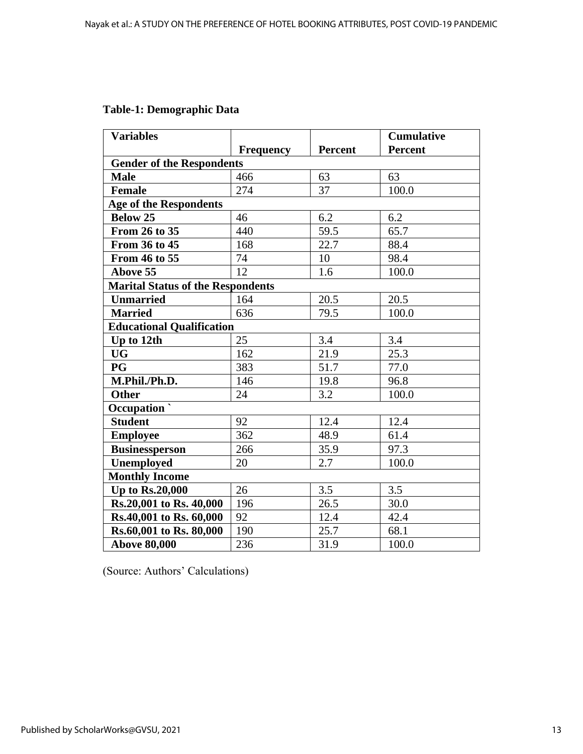**Table-1: Demographic Data**

| Variables | Frequency | Percent | Cumulative Percent |
|---|---|---|---|
| **Gender of the Respondents** | | | |
| **Male** | 466 | 63 | 63 |
| **Female** | 274 | 37 | 100.0 |
| **Age of the Respondents** | | | |
| **Below 25** | 46 | 6.2 | 6.2 |
| **From 26 to 35** | 440 | 59.5 | 65.7 |
| **From 36 to 45** | 168 | 22.7 | 88.4 |
| **From 46 to 55** | 74 | 10 | 98.4 |
| **Above 55** | 12 | 1.6 | 100.0 |
| **Marital Status of the Respondents** | | | |
| **Unmarried** | 164 | 20.5 | 20.5 |
| **Married** | 636 | 79.5 | 100.0 |
| **Educational Qualification** | | | |
| **Up to 12th** | 25 | 3.4 | 3.4 |
| **UG** | 162 | 21.9 | 25.3 |
| **PG** | 383 | 51.7 | 77.0 |
| **M.Phil./Ph.D.** | 146 | 19.8 | 96.8 |
| **Other** | 24 | 3.2 | 100.0 |
| **Occupation `** | | | |
| **Student** | 92 | 12.4 | 12.4 |
| **Employee** | 362 | 48.9 | 61.4 |
| **Businessperson** | 266 | 35.9 | 97.3 |
| **Unemployed** | 20 | 2.7 | 100.0 |
| **Monthly Income** | | | |
| **Up to Rs.20,000** | 26 | 3.5 | 3.5 |
| **Rs.20,001 to Rs. 40,000** | 196 | 26.5 | 30.0 |
| **Rs.40,001 to Rs. 60,000** | 92 | 12.4 | 42.4 |
| **Rs.60,001 to Rs. 80,000** | 190 | 25.7 | 68.1 |
| **Above 80,000** | 236 | 31.9 | 100.0 |

(Source: Authors' Calculations)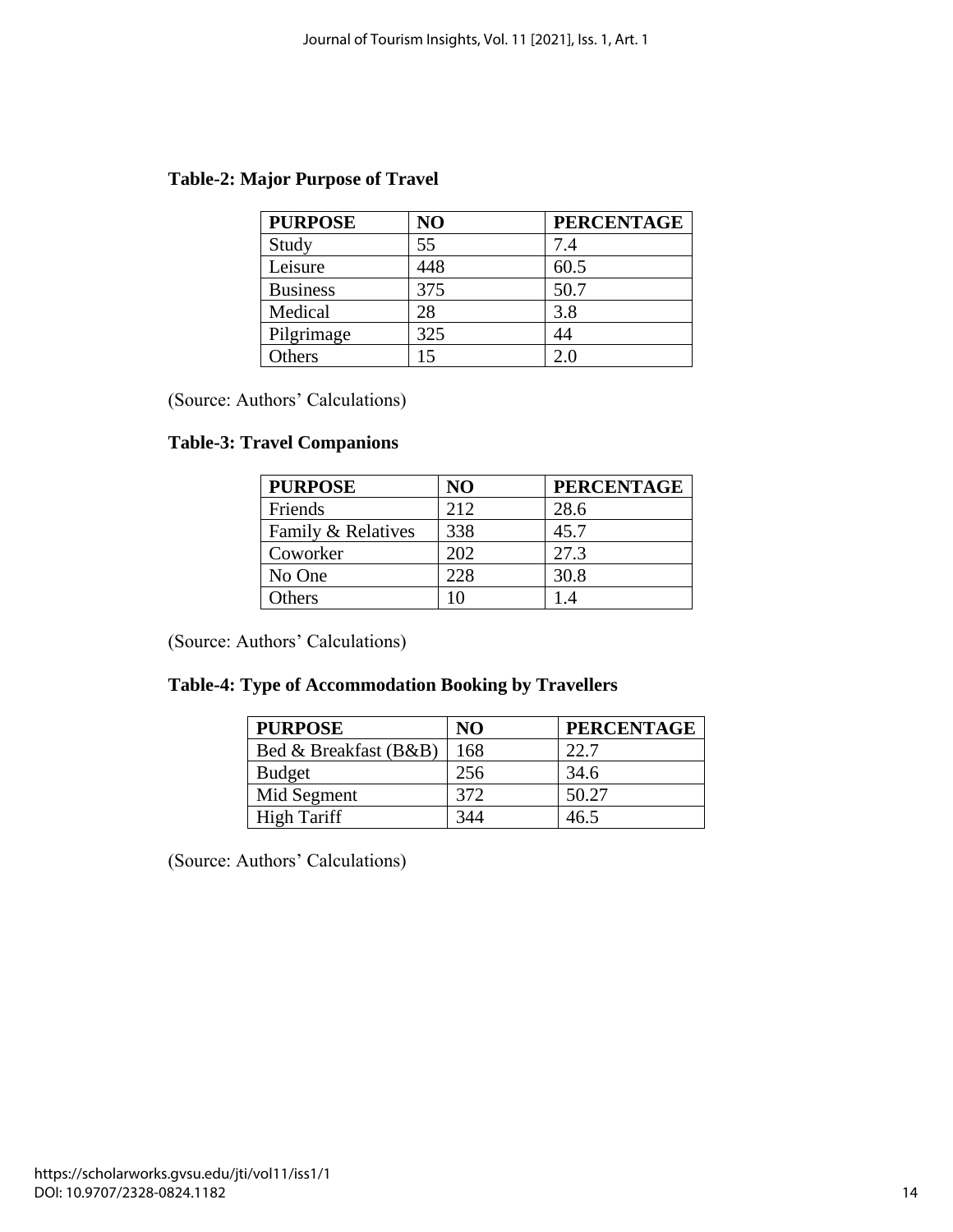**Table-2: Major Purpose of Travel**

| PURPOSE | NO | PERCENTAGE |
|---|---|---|
| Study | 55 | 7.4 |
| Leisure | 448 | 60.5 |
| Business | 375 | 50.7 |
| Medical | 28 | 3.8 |
| Pilgrimage | 325 | 44 |
| Others | 15 | 2.0 |

(Source: Authors' Calculations)

**Table-3: Travel Companions**

| PURPOSE | NO | PERCENTAGE |
|---|---|---|
| Friends | 212 | 28.6 |
| Family & Relatives | 338 | 45.7 |
| Coworker | 202 | 27.3 |
| No One | 228 | 30.8 |
| Others | 10 | 1.4 |

(Source: Authors' Calculations)

**Table-4: Type of Accommodation Booking by Travellers**

| PURPOSE | NO | PERCENTAGE |
|---|---|---|
| Bed & Breakfast (B&B) | 168 | 22.7 |
| Budget | 256 | 34.6 |
| Mid Segment | 372 | 50.27 |
| High Tariff | 344 | 46.5 |

(Source: Authors' Calculations)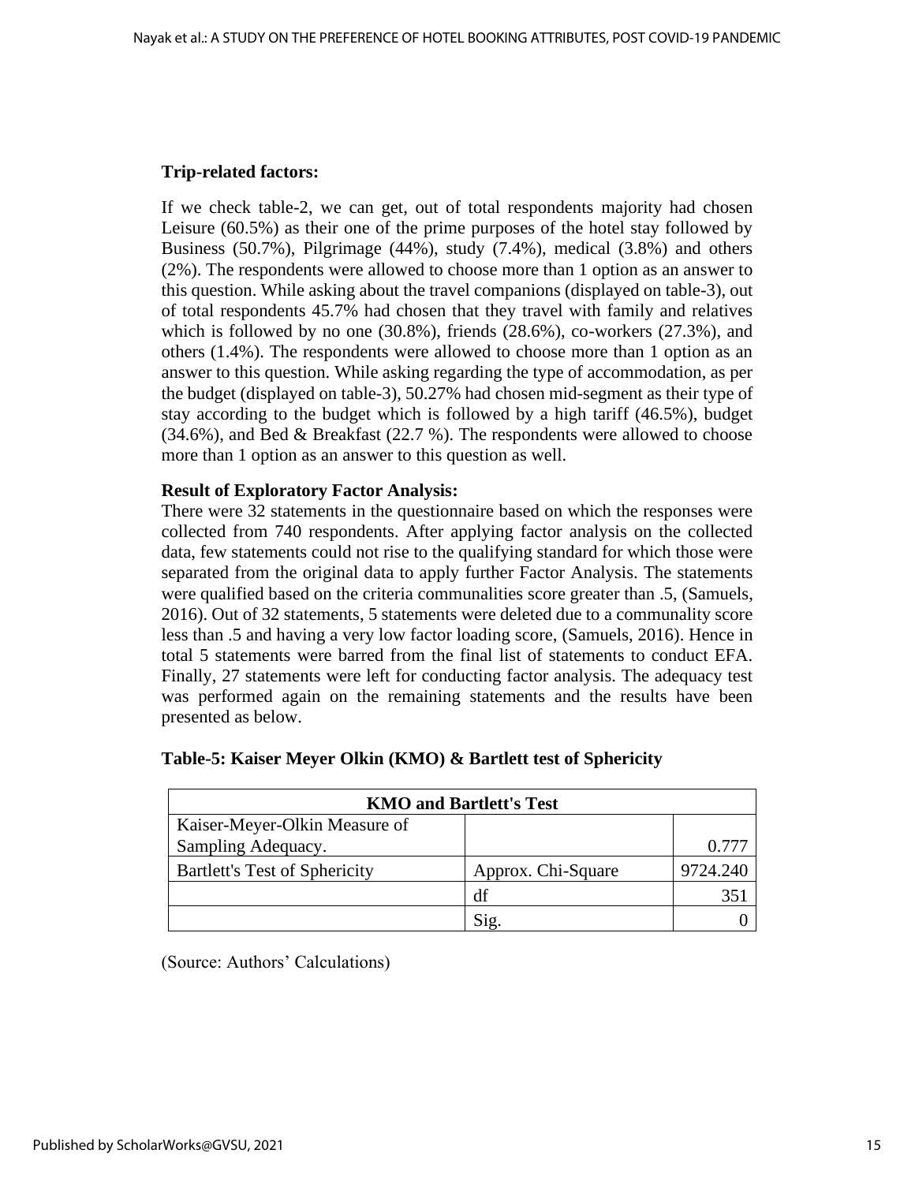**Trip-related factors:**

If we check table-2, we can get, out of total respondents majority had chosen Leisure (60.5%) as their one of the prime purposes of the hotel stay followed by Business (50.7%), Pilgrimage (44%), study (7.4%), medical (3.8%) and others (2%). The respondents were allowed to choose more than 1 option as an answer to this question. While asking about the travel companions (displayed on table-3), out of total respondents 45.7% had chosen that they travel with family and relatives which is followed by no one (30.8%), friends (28.6%), co-workers (27.3%), and others (1.4%). The respondents were allowed to choose more than 1 option as an answer to this question. While asking regarding the type of accommodation, as per the budget (displayed on table-3), 50.27% had chosen mid-segment as their type of stay according to the budget which is followed by a high tariff (46.5%), budget (34.6%), and Bed & Breakfast (22.7 %). The respondents were allowed to choose more than 1 option as an answer to this question as well.

**Result of Exploratory Factor Analysis:**

There were 32 statements in the questionnaire based on which the responses were collected from 740 respondents. After applying factor analysis on the collected data, few statements could not rise to the qualifying standard for which those were separated from the original data to apply further Factor Analysis. The statements were qualified based on the criteria communalities score greater than .5, (Samuels, 2016). Out of 32 statements, 5 statements were deleted due to a communality score less than .5 and having a very low factor loading score, (Samuels, 2016). Hence in total 5 statements were barred from the final list of statements to conduct EFA. Finally, 27 statements were left for conducting factor analysis. The adequacy test was performed again on the remaining statements and the results have been presented as below.

**Table-5: Kaiser Meyer Olkin (KMO) & Bartlett test of Sphericity**

| KMO and Bartlett's Test | | |
|---|---|---|
| Kaiser-Meyer-Olkin Measure of Sampling Adequacy. | | 0.777 |
| Bartlett's Test of Sphericity | Approx. Chi-Square | 9724.240 |
| | df | 351 |
| | Sig. | 0 |

(Source: Authors' Calculations)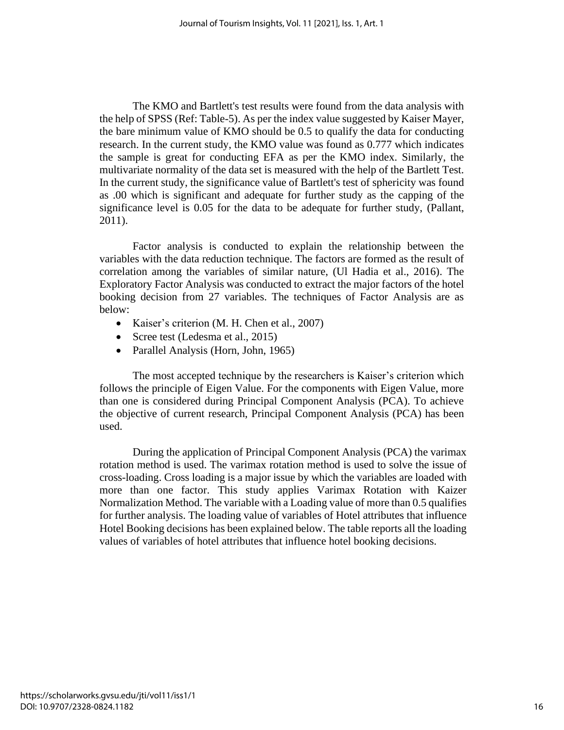The KMO and Bartlett's test results were found from the data analysis with the help of SPSS (Ref: Table-5). As per the index value suggested by Kaiser Mayer, the bare minimum value of KMO should be 0.5 to qualify the data for conducting research. In the current study, the KMO value was found as 0.777 which indicates the sample is great for conducting EFA as per the KMO index. Similarly, the multivariate normality of the data set is measured with the help of the Bartlett Test. In the current study, the significance value of Bartlett's test of sphericity was found as .00 which is significant and adequate for further study as the capping of the significance level is 0.05 for the data to be adequate for further study, (Pallant, 2011).

Factor analysis is conducted to explain the relationship between the variables with the data reduction technique. The factors are formed as the result of correlation among the variables of similar nature, (Ul Hadia et al., 2016). The Exploratory Factor Analysis was conducted to extract the major factors of the hotel booking decision from 27 variables. The techniques of Factor Analysis are as below:

- Kaiser's criterion (M. H. Chen et al., 2007)
- Scree test (Ledesma et al., 2015)
- Parallel Analysis (Horn, John, 1965)

The most accepted technique by the researchers is Kaiser's criterion which follows the principle of Eigen Value. For the components with Eigen Value, more than one is considered during Principal Component Analysis (PCA). To achieve the objective of current research, Principal Component Analysis (PCA) has been used.

During the application of Principal Component Analysis (PCA) the varimax rotation method is used. The varimax rotation method is used to solve the issue of cross-loading. Cross loading is a major issue by which the variables are loaded with more than one factor. This study applies Varimax Rotation with Kaizer Normalization Method. The variable with a Loading value of more than 0.5 qualifies for further analysis. The loading value of variables of Hotel attributes that influence Hotel Booking decisions has been explained below. The table reports all the loading values of variables of hotel attributes that influence hotel booking decisions.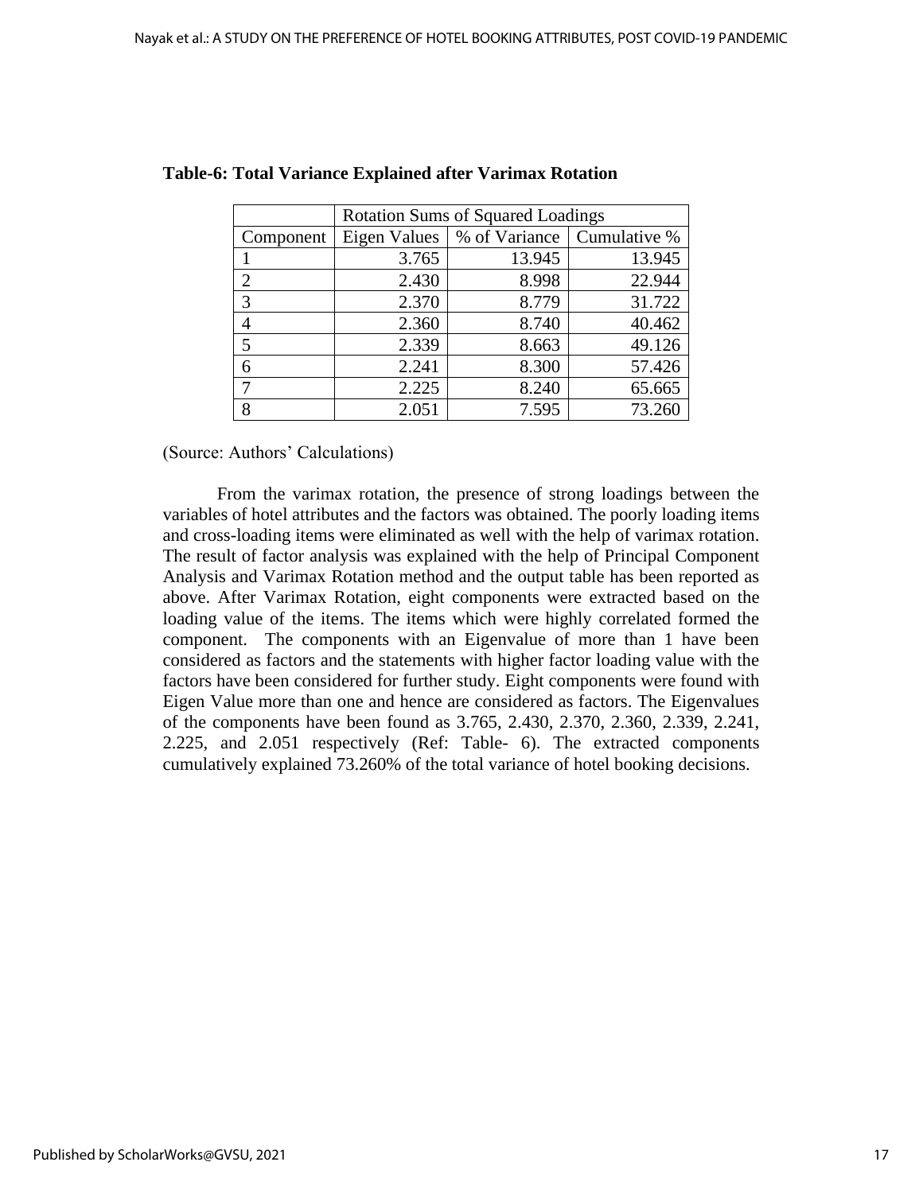**Table-6: Total Variance Explained after Varimax Rotation**

| | Rotation Sums of Squared Loadings | | |
|---|---|---|---|
| Component | Eigen Values | % of Variance | Cumulative % |
| 1 | 3.765 | 13.945 | 13.945 |
| 2 | 2.430 | 8.998 | 22.944 |
| 3 | 2.370 | 8.779 | 31.722 |
| 4 | 2.360 | 8.740 | 40.462 |
| 5 | 2.339 | 8.663 | 49.126 |
| 6 | 2.241 | 8.300 | 57.426 |
| 7 | 2.225 | 8.240 | 65.665 |
| 8 | 2.051 | 7.595 | 73.260 |

(Source: Authors' Calculations)

From the varimax rotation, the presence of strong loadings between the variables of hotel attributes and the factors was obtained. The poorly loading items and cross-loading items were eliminated as well with the help of varimax rotation. The result of factor analysis was explained with the help of Principal Component Analysis and Varimax Rotation method and the output table has been reported as above. After Varimax Rotation, eight components were extracted based on the loading value of the items. The items which were highly correlated formed the component. The components with an Eigenvalue of more than 1 have been considered as factors and the statements with higher factor loading value with the factors have been considered for further study. Eight components were found with Eigen Value more than one and hence are considered as factors. The Eigenvalues of the components have been found as 3.765, 2.430, 2.370, 2.360, 2.339, 2.241, 2.225, and 2.051 respectively (Ref: Table- 6). The extracted components cumulatively explained 73.260% of the total variance of hotel booking decisions.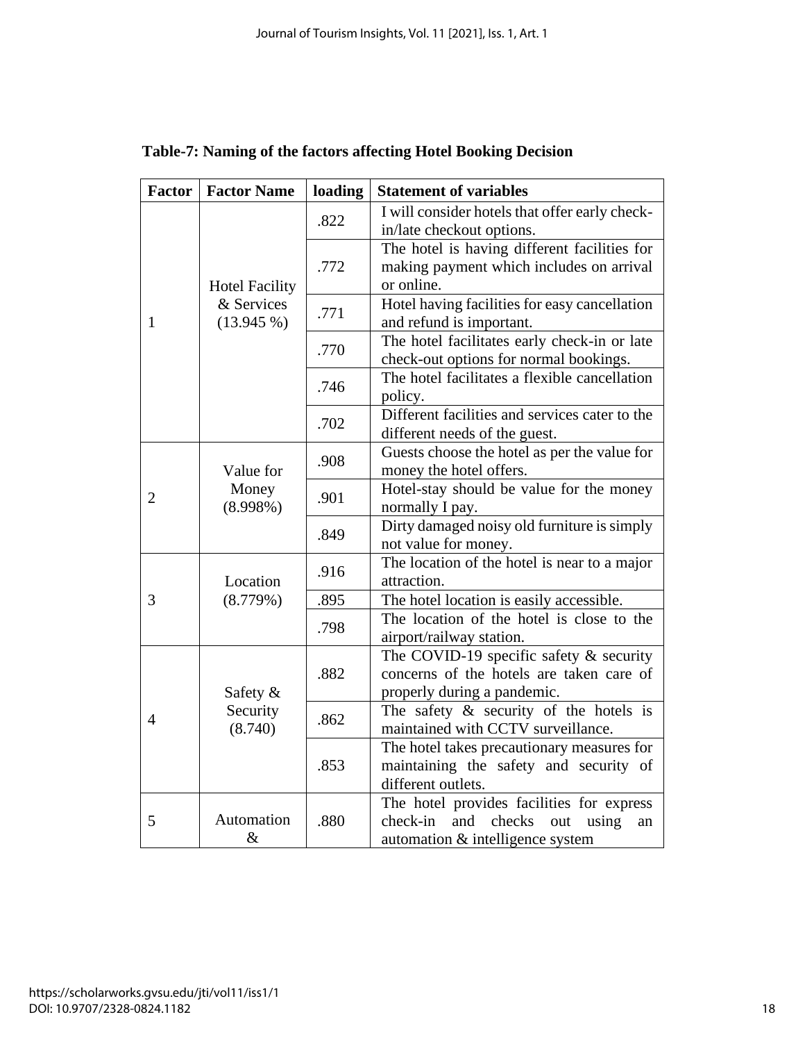**Table-7: Naming of the factors affecting Hotel Booking Decision**

| Factor | Factor Name | loading | Statement of variables |
|---|---|---|---|
| 1 | Hotel Facility & Services (13.945 %) | .822 | I will consider hotels that offer early check-in/late checkout options. |
| | | .772 | The hotel is having different facilities for making payment which includes on arrival or online. |
| | | .771 | Hotel having facilities for easy cancellation and refund is important. |
| | | .770 | The hotel facilitates early check-in or late check-out options for normal bookings. |
| | | .746 | The hotel facilitates a flexible cancellation policy. |
| | | .702 | Different facilities and services cater to the different needs of the guest. |
| 2 | Value for Money (8.998%) | .908 | Guests choose the hotel as per the value for money the hotel offers. |
| | | .901 | Hotel-stay should be value for the money normally I pay. |
| | | .849 | Dirty damaged noisy old furniture is simply not value for money. |
| 3 | Location (8.779%) | .916 | The location of the hotel is near to a major attraction. |
| | | .895 | The hotel location is easily accessible. |
| | | .798 | The location of the hotel is close to the airport/railway station. |
| 4 | Safety & Security (8.740) | .882 | The COVID-19 specific safety & security concerns of the hotels are taken care of properly during a pandemic. |
| | | .862 | The safety & security of the hotels is maintained with CCTV surveillance. |
| | | .853 | The hotel takes precautionary measures for maintaining the safety and security of different outlets. |
| 5 | Automation & | .880 | The hotel provides facilities for express check-in and checks out using an automation & intelligence system |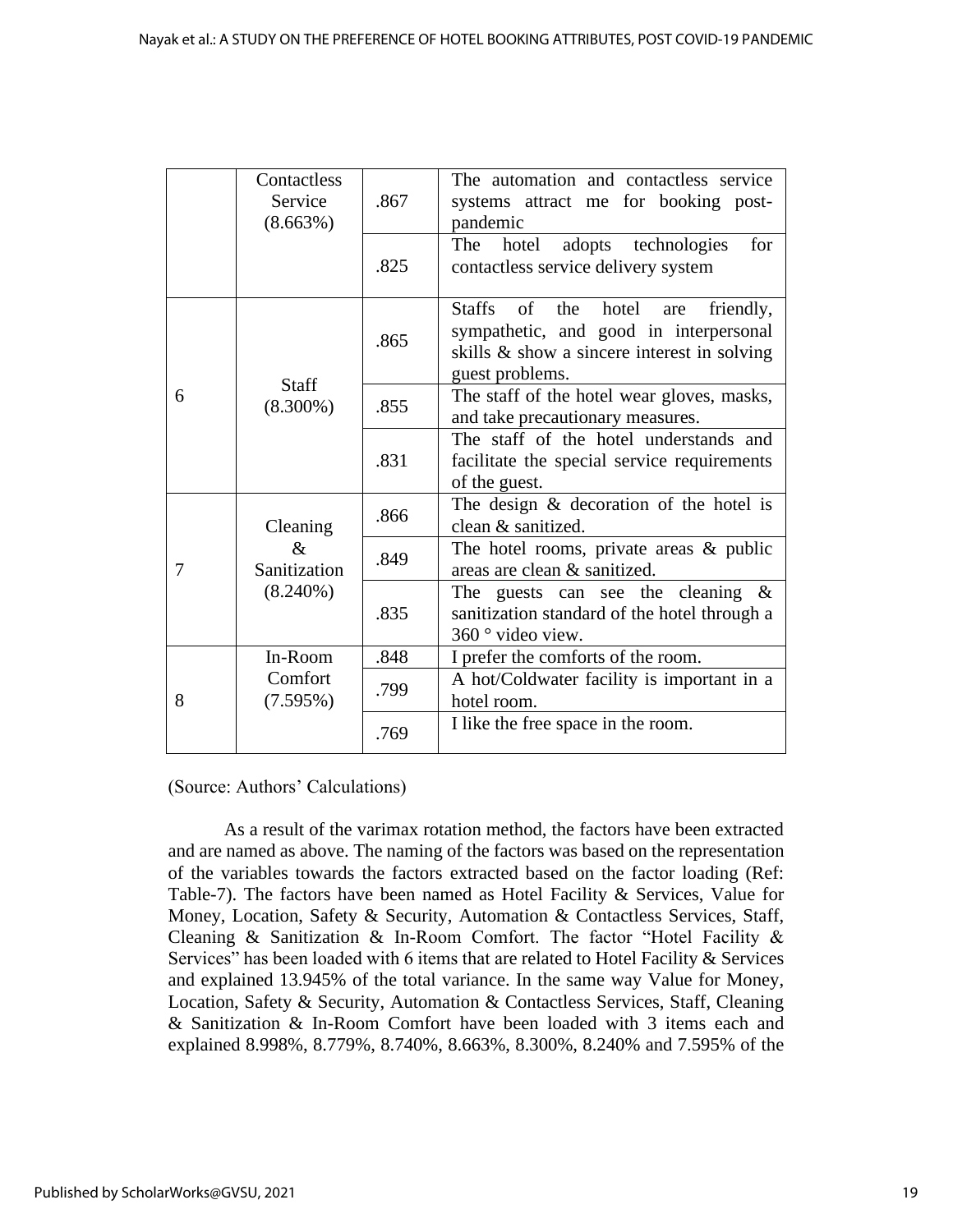| | Contactless Service (8.663%) | .867 | The automation and contactless service systems attract me for booking post-pandemic |
|---|---|---|---|
| | | .825 | The hotel adopts technologies for contactless service delivery system |
| 6 | Staff (8.300%) | .865 | Staffs of the hotel are friendly, sympathetic, and good in interpersonal skills & show a sincere interest in solving guest problems. |
| | | .855 | The staff of the hotel wear gloves, masks, and take precautionary measures. |
| | | .831 | The staff of the hotel understands and facilitate the special service requirements of the guest. |
| 7 | Cleaning & Sanitization (8.240%) | .866 | The design & decoration of the hotel is clean & sanitized. |
| | | .849 | The hotel rooms, private areas & public areas are clean & sanitized. |
| | | .835 | The guests can see the cleaning & sanitization standard of the hotel through a 360 ° video view. |
| 8 | In-Room Comfort (7.595%) | .848 | I prefer the comforts of the room. |
| | | .799 | A hot/Coldwater facility is important in a hotel room. |
| | | .769 | I like the free space in the room. |

(Source: Authors' Calculations)

As a result of the varimax rotation method, the factors have been extracted and are named as above. The naming of the factors was based on the representation of the variables towards the factors extracted based on the factor loading (Ref: Table-7). The factors have been named as Hotel Facility & Services, Value for Money, Location, Safety & Security, Automation & Contactless Services, Staff, Cleaning & Sanitization & In-Room Comfort. The factor "Hotel Facility & Services" has been loaded with 6 items that are related to Hotel Facility & Services and explained 13.945% of the total variance. In the same way Value for Money, Location, Safety & Security, Automation & Contactless Services, Staff, Cleaning & Sanitization & In-Room Comfort have been loaded with 3 items each and explained 8.998%, 8.779%, 8.740%, 8.663%, 8.300%, 8.240% and 7.595% of the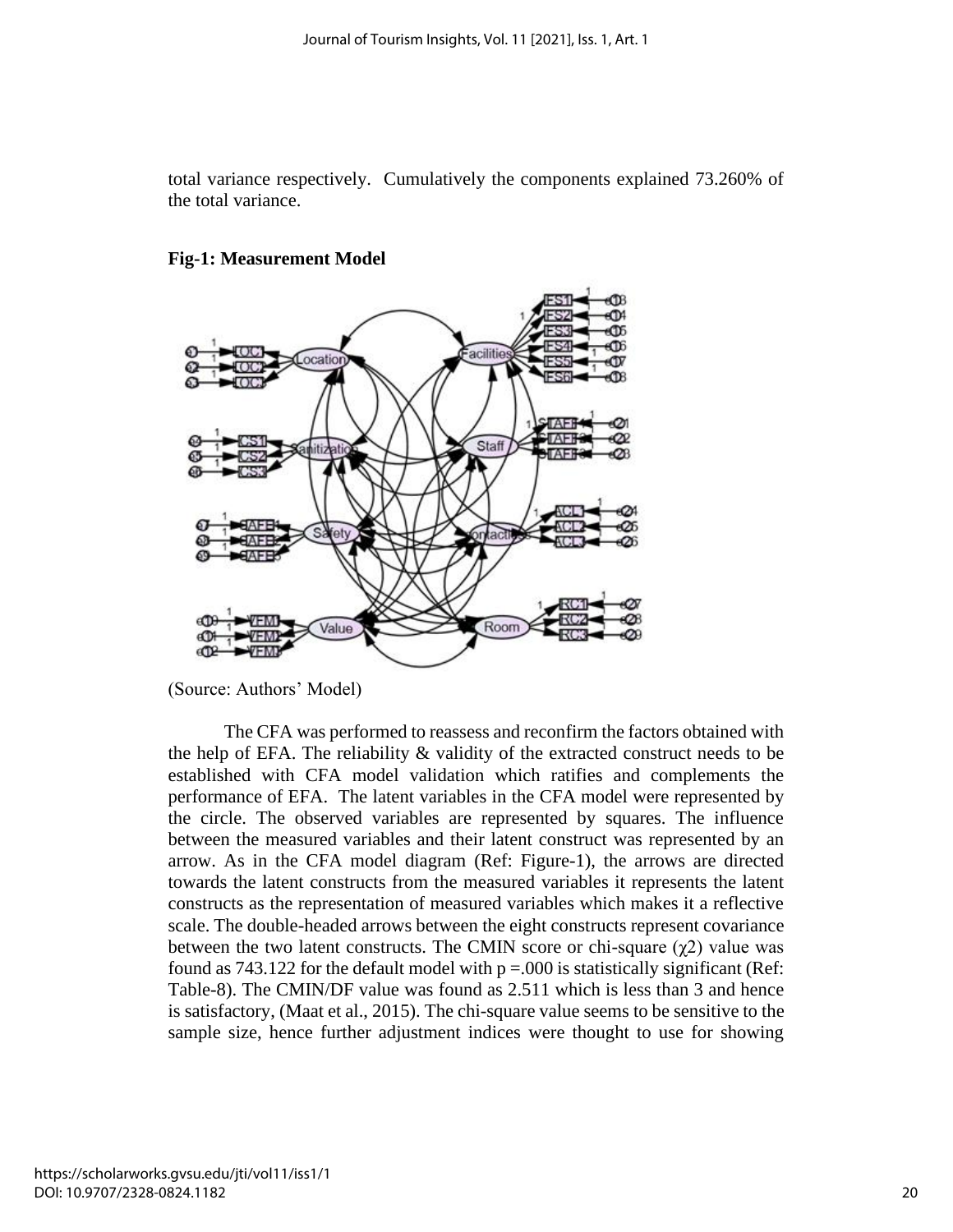total variance respectively. Cumulatively the components explained 73.260% of the total variance.

**Fig-1: Measurement Model**

(Source: Authors' Model)

The CFA was performed to reassess and reconfirm the factors obtained with the help of EFA. The reliability & validity of the extracted construct needs to be established with CFA model validation which ratifies and complements the performance of EFA. The latent variables in the CFA model were represented by the circle. The observed variables are represented by squares. The influence between the measured variables and their latent construct was represented by an arrow. As in the CFA model diagram (Ref: Figure-1), the arrows are directed towards the latent constructs from the measured variables it represents the latent constructs as the representation of measured variables which makes it a reflective scale. The double-headed arrows between the eight constructs represent covariance between the two latent constructs. The CMIN score or chi-square ($\chi 2$) value was found as 743.122 for the default model with p =.000 is statistically significant (Ref: Table-8). The CMIN/DF value was found as 2.511 which is less than 3 and hence is satisfactory, (Maat et al., 2015). The chi-square value seems to be sensitive to the sample size, hence further adjustment indices were thought to use for showing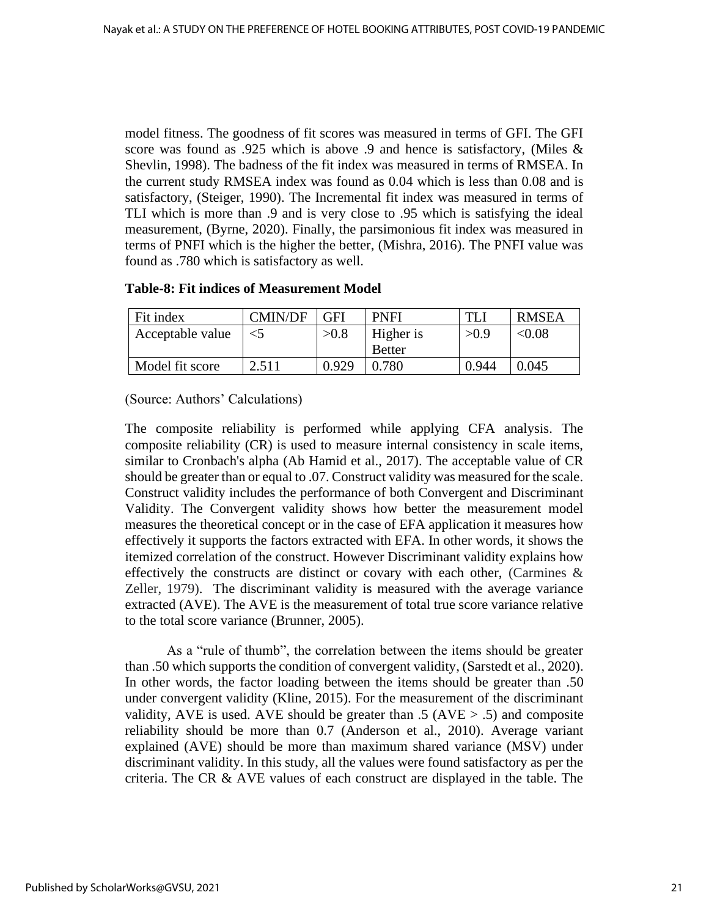model fitness. The goodness of fit scores was measured in terms of GFI. The GFI score was found as .925 which is above .9 and hence is satisfactory, (Miles & Shevlin, 1998). The badness of the fit index was measured in terms of RMSEA. In the current study RMSEA index was found as 0.04 which is less than 0.08 and is satisfactory, (Steiger, 1990). The Incremental fit index was measured in terms of TLI which is more than .9 and is very close to .95 which is satisfying the ideal measurement, (Byrne, 2020). Finally, the parsimonious fit index was measured in terms of PNFI which is the higher the better, (Mishra, 2016). The PNFI value was found as .780 which is satisfactory as well.

**Table-8: Fit indices of Measurement Model**

| Fit index | CMIN/DF | GFI | PNFI | TLI | RMSEA |
|---|---|---|---|---|---|
| Acceptable value | <5 | >0.8 | Higher is Better | >0.9 | <0.08 |
| Model fit score | 2.511 | 0.929 | 0.780 | 0.944 | 0.045 |

(Source: Authors' Calculations)

The composite reliability is performed while applying CFA analysis. The composite reliability (CR) is used to measure internal consistency in scale items, similar to Cronbach's alpha (Ab Hamid et al., 2017). The acceptable value of CR should be greater than or equal to .07. Construct validity was measured for the scale. Construct validity includes the performance of both Convergent and Discriminant Validity. The Convergent validity shows how better the measurement model measures the theoretical concept or in the case of EFA application it measures how effectively it supports the factors extracted with EFA. In other words, it shows the itemized correlation of the construct. However Discriminant validity explains how effectively the constructs are distinct or covary with each other, (Carmines & Zeller, 1979). The discriminant validity is measured with the average variance extracted (AVE). The AVE is the measurement of total true score variance relative to the total score variance (Brunner, 2005).

As a "rule of thumb", the correlation between the items should be greater than .50 which supports the condition of convergent validity, (Sarstedt et al., 2020). In other words, the factor loading between the items should be greater than .50 under convergent validity (Kline, 2015). For the measurement of the discriminant validity, AVE is used. AVE should be greater than .5 (AVE > .5) and composite reliability should be more than 0.7 (Anderson et al., 2010). Average variant explained (AVE) should be more than maximum shared variance (MSV) under discriminant validity. In this study, all the values were found satisfactory as per the criteria. The CR & AVE values of each construct are displayed in the table. The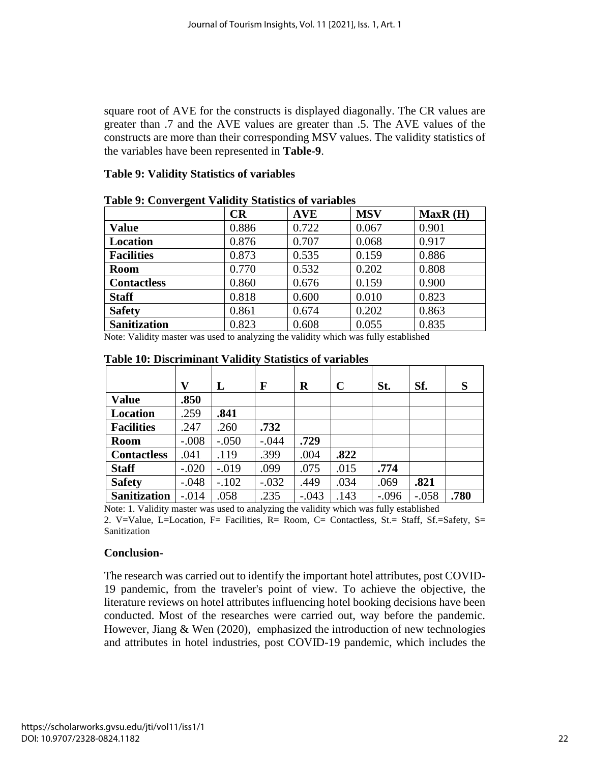square root of AVE for the constructs is displayed diagonally. The CR values are greater than .7 and the AVE values are greater than .5. The AVE values of the constructs are more than their corresponding MSV values. The validity statistics of the variables have been represented in **Table-9**.

**Table 9: Validity Statistics of variables**

**Table 9: Convergent Validity Statistics of variables**

| | CR | AVE | MSV | MaxR (H) |
|---|---|---|---|---|
| **Value** | 0.886 | 0.722 | 0.067 | 0.901 |
| **Location** | 0.876 | 0.707 | 0.068 | 0.917 |
| **Facilities** | 0.873 | 0.535 | 0.159 | 0.886 |
| **Room** | 0.770 | 0.532 | 0.202 | 0.808 |
| **Contactless** | 0.860 | 0.676 | 0.159 | 0.900 |
| **Staff** | 0.818 | 0.600 | 0.010 | 0.823 |
| **Safety** | 0.861 | 0.674 | 0.202 | 0.863 |
| **Sanitization** | 0.823 | 0.608 | 0.055 | 0.835 |

Note: Validity master was used to analyzing the validity which was fully established

**Table 10: Discriminant Validity Statistics of variables**

| | V | L | F | R | C | St. | Sf. | S |
|---|---|---|---|---|---|---|---|---|
| **Value** | **.850** | | | | | | | |
| **Location** | .259 | **.841** | | | | | | |
| **Facilities** | .247 | .260 | **.732** | | | | | |
| **Room** | -.008 | -.050 | -.044 | **.729** | | | | |
| **Contactless** | .041 | .119 | .399 | .004 | **.822** | | | |
| **Staff** | -.020 | -.019 | .099 | .075 | .015 | **.774** | | |
| **Safety** | -.048 | -.102 | -.032 | .449 | .034 | .069 | **.821** | |
| **Sanitization** | -.014 | .058 | .235 | -.043 | .143 | -.096 | -.058 | **.780** |

Note: 1. Validity master was used to analyzing the validity which was fully established
2. V=Value, L=Location, F= Facilities, R= Room, C= Contactless, St.= Staff, Sf.=Safety, S= Sanitization

**Conclusion-**

The research was carried out to identify the important hotel attributes, post COVID-19 pandemic, from the traveler's point of view. To achieve the objective, the literature reviews on hotel attributes influencing hotel booking decisions have been conducted. Most of the researches were carried out, way before the pandemic. However, Jiang & Wen (2020), emphasized the introduction of new technologies and attributes in hotel industries, post COVID-19 pandemic, which includes the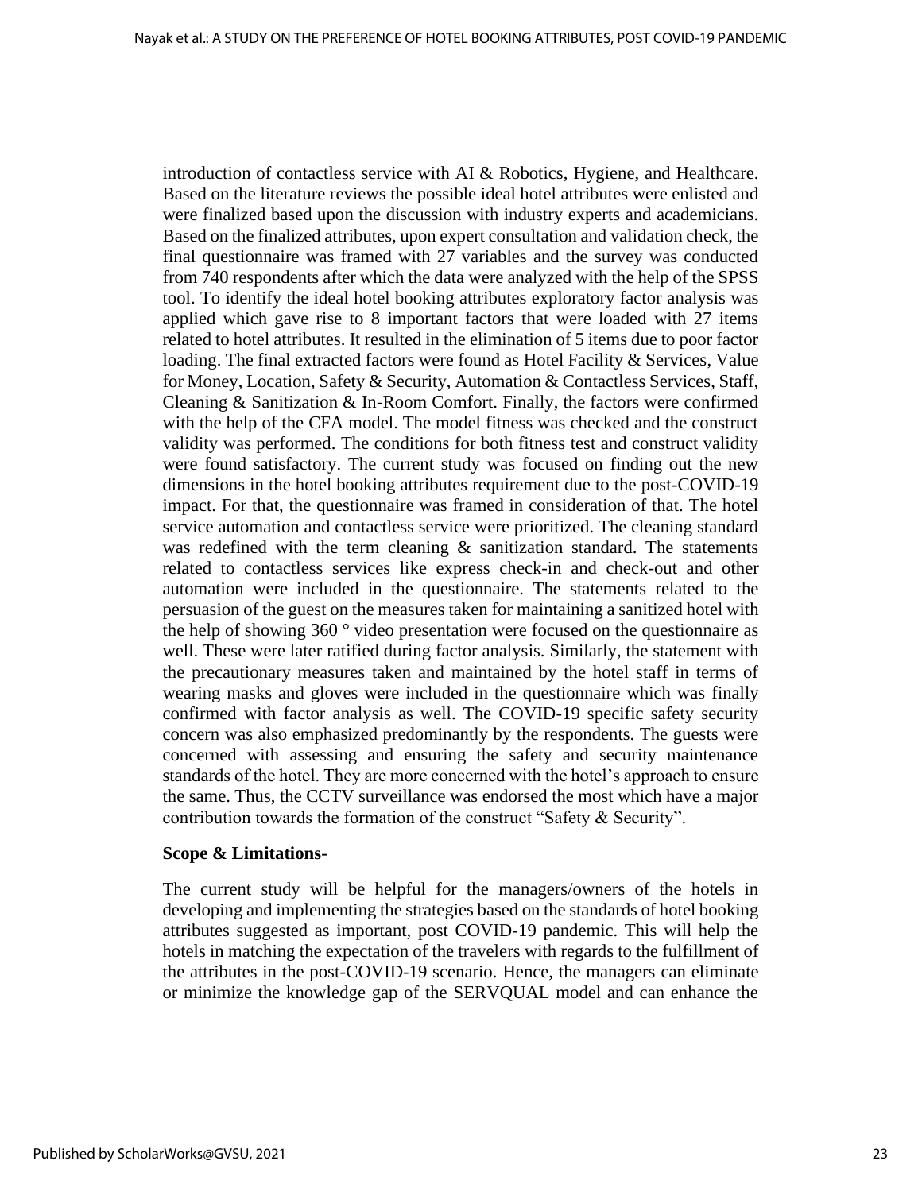introduction of contactless service with AI & Robotics, Hygiene, and Healthcare. Based on the literature reviews the possible ideal hotel attributes were enlisted and were finalized based upon the discussion with industry experts and academicians. Based on the finalized attributes, upon expert consultation and validation check, the final questionnaire was framed with 27 variables and the survey was conducted from 740 respondents after which the data were analyzed with the help of the SPSS tool. To identify the ideal hotel booking attributes exploratory factor analysis was applied which gave rise to 8 important factors that were loaded with 27 items related to hotel attributes. It resulted in the elimination of 5 items due to poor factor loading. The final extracted factors were found as Hotel Facility & Services, Value for Money, Location, Safety & Security, Automation & Contactless Services, Staff, Cleaning & Sanitization & In-Room Comfort. Finally, the factors were confirmed with the help of the CFA model. The model fitness was checked and the construct validity was performed. The conditions for both fitness test and construct validity were found satisfactory. The current study was focused on finding out the new dimensions in the hotel booking attributes requirement due to the post-COVID-19 impact. For that, the questionnaire was framed in consideration of that. The hotel service automation and contactless service were prioritized. The cleaning standard was redefined with the term cleaning & sanitization standard. The statements related to contactless services like express check-in and check-out and other automation were included in the questionnaire. The statements related to the persuasion of the guest on the measures taken for maintaining a sanitized hotel with the help of showing 360 ° video presentation were focused on the questionnaire as well. These were later ratified during factor analysis. Similarly, the statement with the precautionary measures taken and maintained by the hotel staff in terms of wearing masks and gloves were included in the questionnaire which was finally confirmed with factor analysis as well. The COVID-19 specific safety security concern was also emphasized predominantly by the respondents. The guests were concerned with assessing and ensuring the safety and security maintenance standards of the hotel. They are more concerned with the hotel's approach to ensure the same. Thus, the CCTV surveillance was endorsed the most which have a major contribution towards the formation of the construct "Safety & Security".

**Scope & Limitations-**

The current study will be helpful for the managers/owners of the hotels in developing and implementing the strategies based on the standards of hotel booking attributes suggested as important, post COVID-19 pandemic. This will help the hotels in matching the expectation of the travelers with regards to the fulfillment of the attributes in the post-COVID-19 scenario. Hence, the managers can eliminate or minimize the knowledge gap of the SERVQUAL model and can enhance the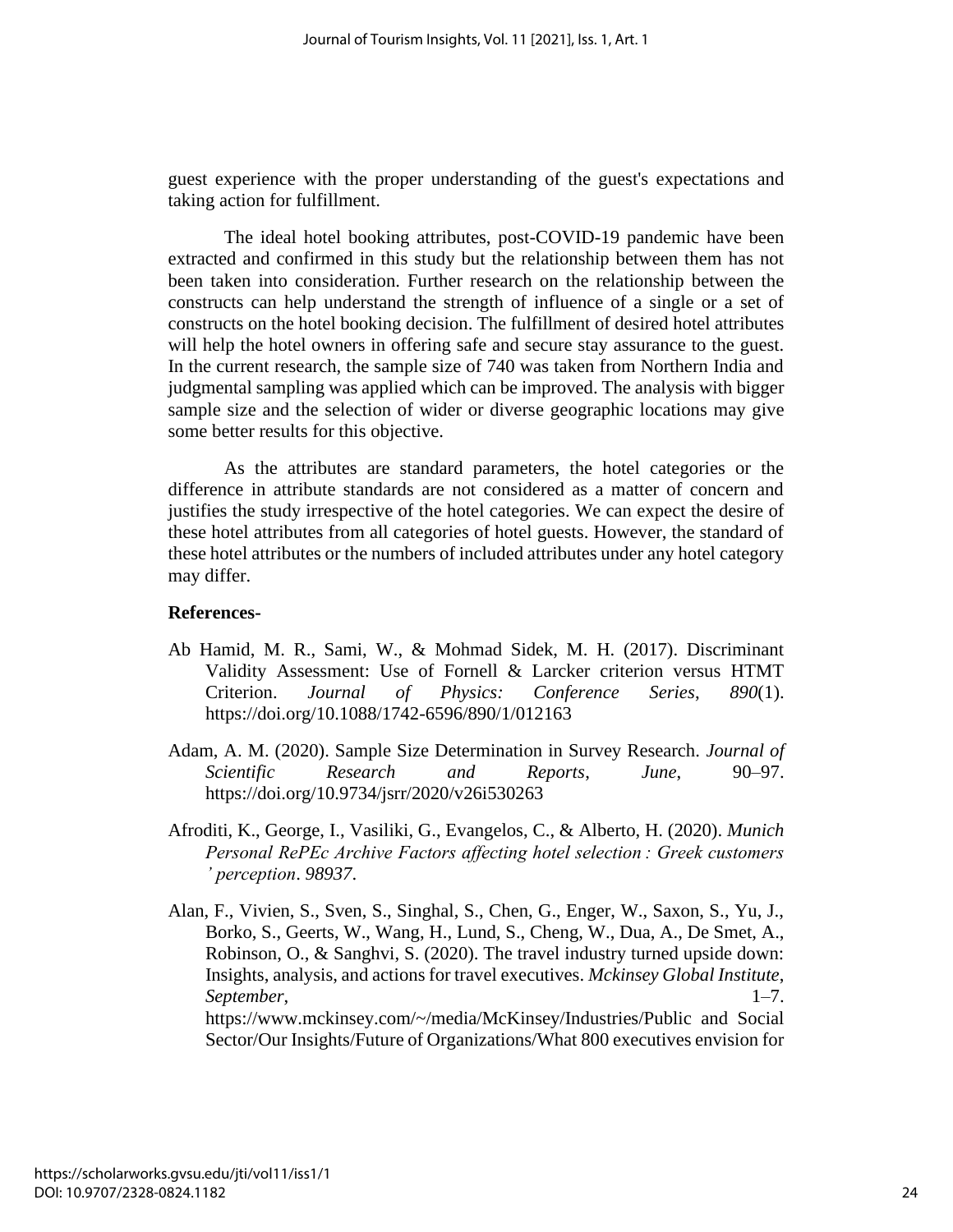guest experience with the proper understanding of the guest's expectations and taking action for fulfillment.

The ideal hotel booking attributes, post-COVID-19 pandemic have been extracted and confirmed in this study but the relationship between them has not been taken into consideration. Further research on the relationship between the constructs can help understand the strength of influence of a single or a set of constructs on the hotel booking decision. The fulfillment of desired hotel attributes will help the hotel owners in offering safe and secure stay assurance to the guest. In the current research, the sample size of 740 was taken from Northern India and judgmental sampling was applied which can be improved. The analysis with bigger sample size and the selection of wider or diverse geographic locations may give some better results for this objective.

As the attributes are standard parameters, the hotel categories or the difference in attribute standards are not considered as a matter of concern and justifies the study irrespective of the hotel categories. We can expect the desire of these hotel attributes from all categories of hotel guests. However, the standard of these hotel attributes or the numbers of included attributes under any hotel category may differ.

## References-

Ab Hamid, M. R., Sami, W., & Mohmad Sidek, M. H. (2017). Discriminant Validity Assessment: Use of Fornell & Larcker criterion versus HTMT Criterion. *Journal of Physics: Conference Series*, *890*(1). https://doi.org/10.1088/1742-6596/890/1/012163

Adam, A. M. (2020). Sample Size Determination in Survey Research. *Journal of Scientific Research and Reports*, *June*, 90–97. https://doi.org/10.9734/jsrr/2020/v26i530263

Afroditi, K., George, I., Vasiliki, G., Evangelos, C., & Alberto, H. (2020). *Munich Personal RePEc Archive Factors affecting hotel selection : Greek customers ' perception*. *98937*.

Alan, F., Vivien, S., Sven, S., Singhal, S., Chen, G., Enger, W., Saxon, S., Yu, J., Borko, S., Geerts, W., Wang, H., Lund, S., Cheng, W., Dua, A., De Smet, A., Robinson, O., & Sanghvi, S. (2020). The travel industry turned upside down: Insights, analysis, and actions for travel executives. *Mckinsey Global Institute*, *September*, 1–7. https://www.mckinsey.com/~/media/McKinsey/Industries/Public and Social Sector/Our Insights/Future of Organizations/What 800 executives envision for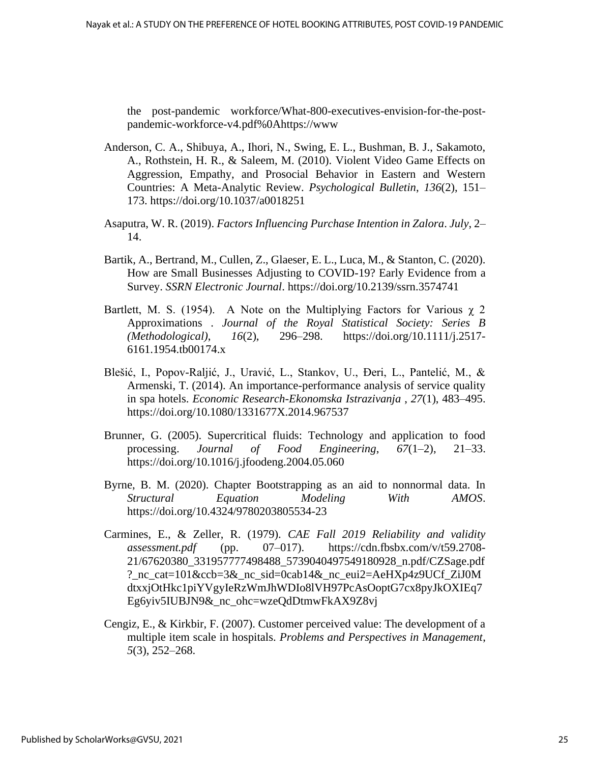the post-pandemic workforce/What-800-executives-envision-for-the-post-pandemic-workforce-v4.pdf%0Ahttps://www

Anderson, C. A., Shibuya, A., Ihori, N., Swing, E. L., Bushman, B. J., Sakamoto, A., Rothstein, H. R., & Saleem, M. (2010). Violent Video Game Effects on Aggression, Empathy, and Prosocial Behavior in Eastern and Western Countries: A Meta-Analytic Review. *Psychological Bulletin*, *136*(2), 151–173. https://doi.org/10.1037/a0018251

Asaputra, W. R. (2019). *Factors Influencing Purchase Intention in Zalora*. *July*, 2–14.

Bartik, A., Bertrand, M., Cullen, Z., Glaeser, E. L., Luca, M., & Stanton, C. (2020). How are Small Businesses Adjusting to COVID-19? Early Evidence from a Survey. *SSRN Electronic Journal*. https://doi.org/10.2139/ssrn.3574741

Bartlett, M. S. (1954). A Note on the Multiplying Factors for Various $\chi$ 2 Approximations . *Journal of the Royal Statistical Society: Series B (Methodological)*, *16*(2), 296–298. https://doi.org/10.1111/j.2517-6161.1954.tb00174.x

Blešić, I., Popov-Raljić, J., Uravić, L., Stankov, U., Đeri, L., Pantelić, M., & Armenski, T. (2014). An importance-performance analysis of service quality in spa hotels. *Economic Research-Ekonomska Istrazivanja* , *27*(1), 483–495. https://doi.org/10.1080/1331677X.2014.967537

Brunner, G. (2005). Supercritical fluids: Technology and application to food processing. *Journal of Food Engineering*, *67*(1–2), 21–33. https://doi.org/10.1016/j.jfoodeng.2004.05.060

Byrne, B. M. (2020). Chapter Bootstrapping as an aid to nonnormal data. In *Structural Equation Modeling With AMOS*. https://doi.org/10.4324/9780203805534-23

Carmines, E., & Zeller, R. (1979). *CAE Fall 2019 Reliability and validity assessment.pdf* (pp. 07–017). https://cdn.fbsbx.com/v/t59.2708-21/67620380_331957777498488_5739040497549180928_n.pdf/CZSage.pdf?_nc_cat=101&ccb=3&_nc_sid=0cab14&_nc_eui2=AeHXp4z9UCf_ZiJ0MdtxxjOtHkc1piYVgyIeRzWmJhWDIo8lVH97PcAsOoptG7cx8pyJkOXIEq7Eg6yiv5IUBJN9&_nc_ohc=wzeQdDtmwFkAX9Z8vj

Cengiz, E., & Kirkbir, F. (2007). Customer perceived value: The development of a multiple item scale in hospitals. *Problems and Perspectives in Management*, *5*(3), 252–268.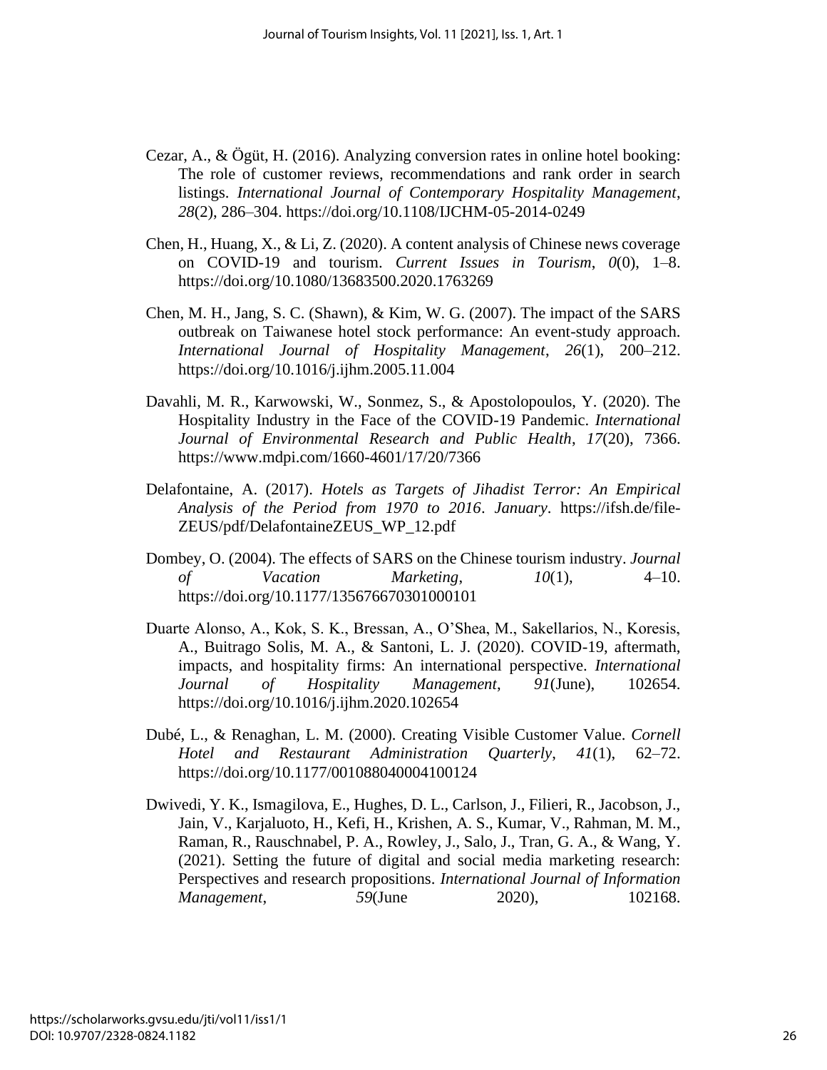Cezar, A., & Ögüt, H. (2016). Analyzing conversion rates in online hotel booking: The role of customer reviews, recommendations and rank order in search listings. *International Journal of Contemporary Hospitality Management*, *28*(2), 286–304. https://doi.org/10.1108/IJCHM-05-2014-0249

Chen, H., Huang, X., & Li, Z. (2020). A content analysis of Chinese news coverage on COVID-19 and tourism. *Current Issues in Tourism*, *0*(0), 1–8. https://doi.org/10.1080/13683500.2020.1763269

Chen, M. H., Jang, S. C. (Shawn), & Kim, W. G. (2007). The impact of the SARS outbreak on Taiwanese hotel stock performance: An event-study approach. *International Journal of Hospitality Management*, *26*(1), 200–212. https://doi.org/10.1016/j.ijhm.2005.11.004

Davahli, M. R., Karwowski, W., Sonmez, S., & Apostolopoulos, Y. (2020). The Hospitality Industry in the Face of the COVID-19 Pandemic. *International Journal of Environmental Research and Public Health*, *17*(20), 7366. https://www.mdpi.com/1660-4601/17/20/7366

Delafontaine, A. (2017). *Hotels as Targets of Jihadist Terror: An Empirical Analysis of the Period from 1970 to 2016*. *January*. https://ifsh.de/file-ZEUS/pdf/DelafontaineZEUS_WP_12.pdf

Dombey, O. (2004). The effects of SARS on the Chinese tourism industry. *Journal of Vacation Marketing*, *10*(1), 4–10. https://doi.org/10.1177/135676670301000101

Duarte Alonso, A., Kok, S. K., Bressan, A., O'Shea, M., Sakellarios, N., Koresis, A., Buitrago Solis, M. A., & Santoni, L. J. (2020). COVID-19, aftermath, impacts, and hospitality firms: An international perspective. *International Journal of Hospitality Management*, *91*(June), 102654. https://doi.org/10.1016/j.ijhm.2020.102654

Dubé, L., & Renaghan, L. M. (2000). Creating Visible Customer Value. *Cornell Hotel and Restaurant Administration Quarterly*, *41*(1), 62–72. https://doi.org/10.1177/001088040004100124

Dwivedi, Y. K., Ismagilova, E., Hughes, D. L., Carlson, J., Filieri, R., Jacobson, J., Jain, V., Karjaluoto, H., Kefi, H., Krishen, A. S., Kumar, V., Rahman, M. M., Raman, R., Rauschnabel, P. A., Rowley, J., Salo, J., Tran, G. A., & Wang, Y. (2021). Setting the future of digital and social media marketing research: Perspectives and research propositions. *International Journal of Information Management*, *59*(June 2020), 102168.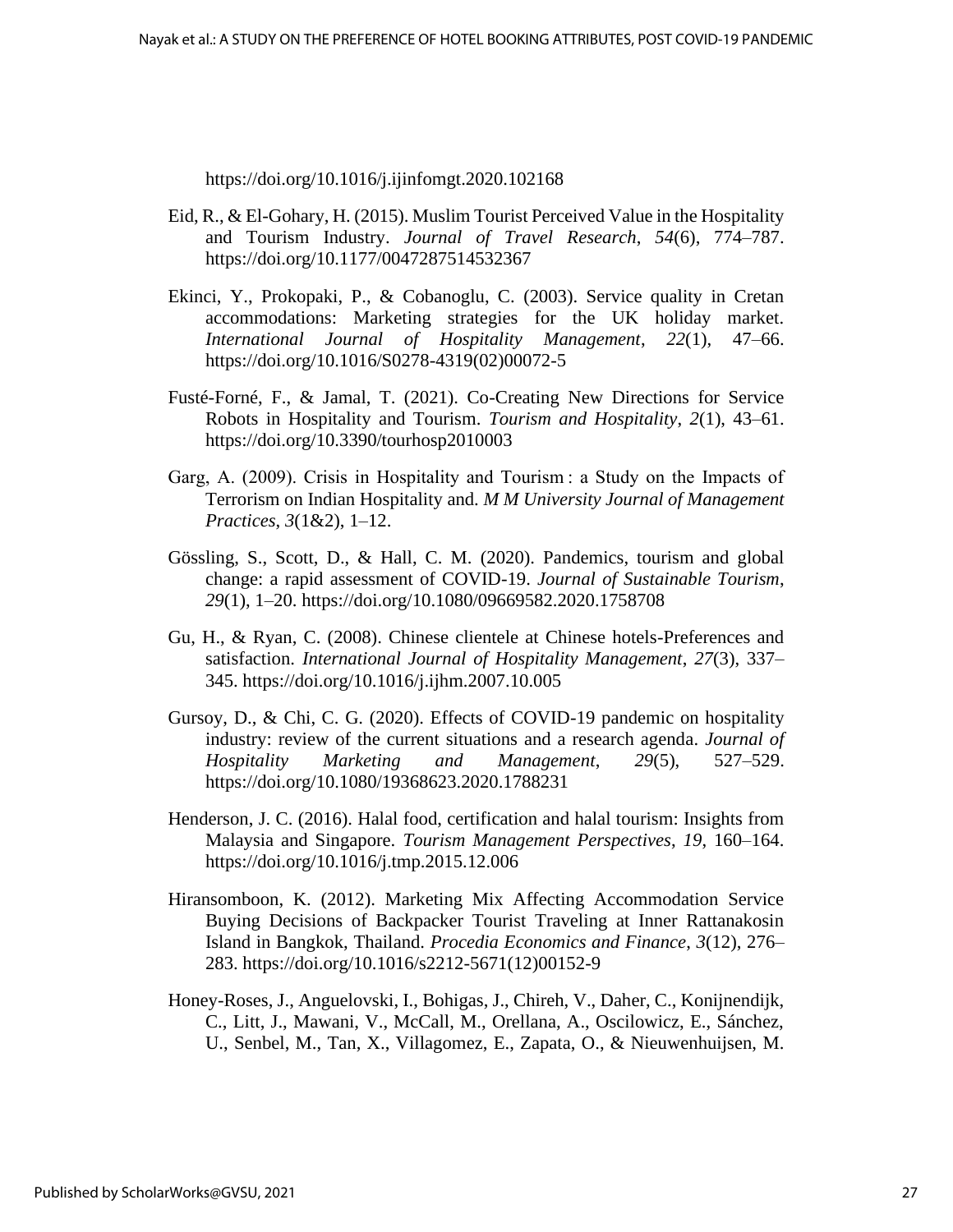https://doi.org/10.1016/j.ijinfomgt.2020.102168

Eid, R., & El-Gohary, H. (2015). Muslim Tourist Perceived Value in the Hospitality and Tourism Industry. *Journal of Travel Research*, *54*(6), 774–787. https://doi.org/10.1177/0047287514532367

Ekinci, Y., Prokopaki, P., & Cobanoglu, C. (2003). Service quality in Cretan accommodations: Marketing strategies for the UK holiday market. *International Journal of Hospitality Management*, *22*(1), 47–66. https://doi.org/10.1016/S0278-4319(02)00072-5

Fusté-Forné, F., & Jamal, T. (2021). Co-Creating New Directions for Service Robots in Hospitality and Tourism. *Tourism and Hospitality*, *2*(1), 43–61. https://doi.org/10.3390/tourhosp2010003

Garg, A. (2009). Crisis in Hospitality and Tourism : a Study on the Impacts of Terrorism on Indian Hospitality and. *M M University Journal of Management Practices*, *3*(1&2), 1–12.

Gössling, S., Scott, D., & Hall, C. M. (2020). Pandemics, tourism and global change: a rapid assessment of COVID-19. *Journal of Sustainable Tourism*, *29*(1), 1–20. https://doi.org/10.1080/09669582.2020.1758708

Gu, H., & Ryan, C. (2008). Chinese clientele at Chinese hotels-Preferences and satisfaction. *International Journal of Hospitality Management*, *27*(3), 337–345. https://doi.org/10.1016/j.ijhm.2007.10.005

Gursoy, D., & Chi, C. G. (2020). Effects of COVID-19 pandemic on hospitality industry: review of the current situations and a research agenda. *Journal of Hospitality Marketing and Management*, *29*(5), 527–529. https://doi.org/10.1080/19368623.2020.1788231

Henderson, J. C. (2016). Halal food, certification and halal tourism: Insights from Malaysia and Singapore. *Tourism Management Perspectives*, *19*, 160–164. https://doi.org/10.1016/j.tmp.2015.12.006

Hiransomboon, K. (2012). Marketing Mix Affecting Accommodation Service Buying Decisions of Backpacker Tourist Traveling at Inner Rattanakosin Island in Bangkok, Thailand. *Procedia Economics and Finance*, *3*(12), 276–283. https://doi.org/10.1016/s2212-5671(12)00152-9

Honey-Roses, J., Anguelovski, I., Bohigas, J., Chireh, V., Daher, C., Konijnendijk, C., Litt, J., Mawani, V., McCall, M., Orellana, A., Oscilowicz, E., Sánchez, U., Senbel, M., Tan, X., Villagomez, E., Zapata, O., & Nieuwenhuijsen, M.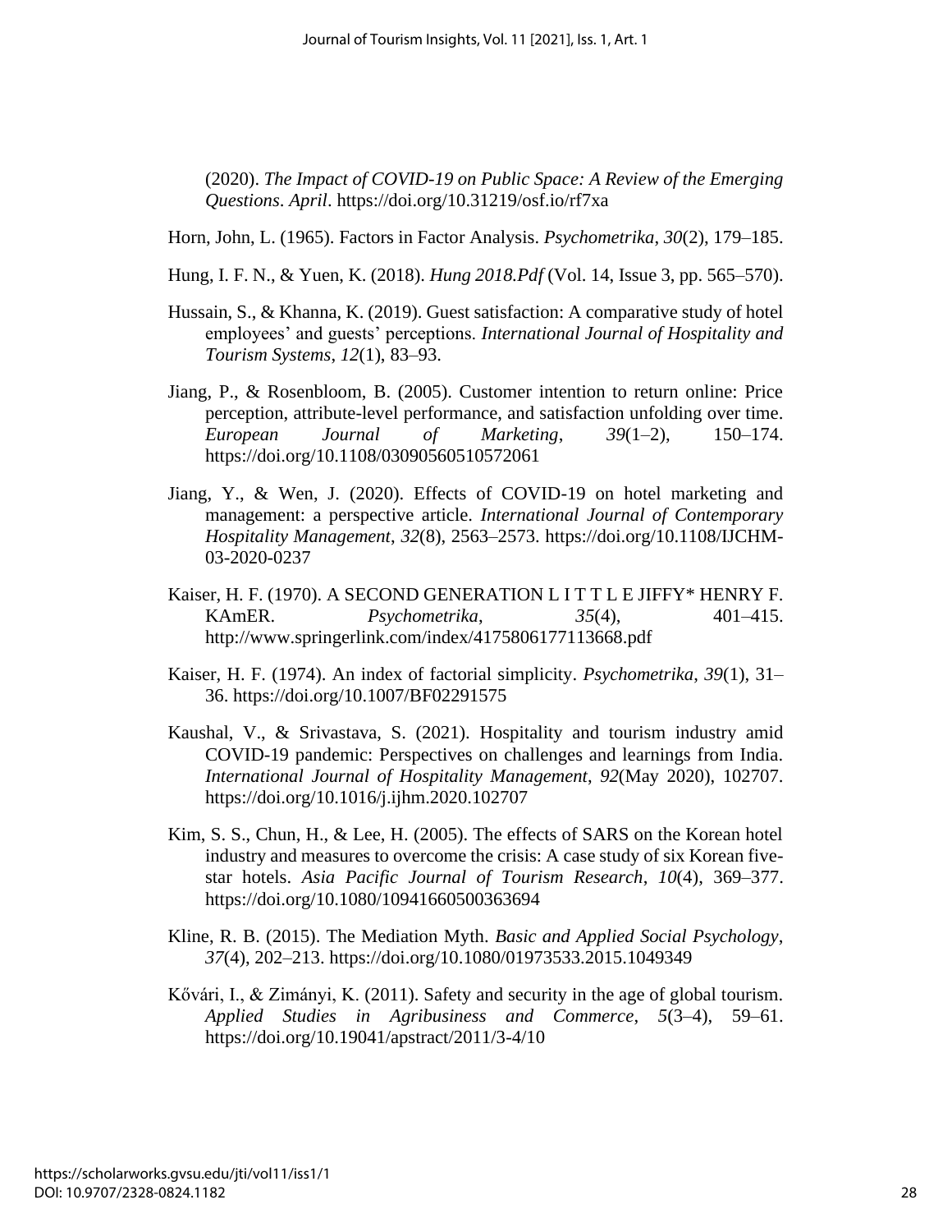(2020). *The Impact of COVID-19 on Public Space: A Review of the Emerging Questions*. *April*. https://doi.org/10.31219/osf.io/rf7xa

Horn, John, L. (1965). Factors in Factor Analysis. *Psychometrika*, *30*(2), 179–185.

Hung, I. F. N., & Yuen, K. (2018). *Hung 2018.Pdf* (Vol. 14, Issue 3, pp. 565–570).

Hussain, S., & Khanna, K. (2019). Guest satisfaction: A comparative study of hotel employees' and guests' perceptions. *International Journal of Hospitality and Tourism Systems*, *12*(1), 83–93.

Jiang, P., & Rosenbloom, B. (2005). Customer intention to return online: Price perception, attribute-level performance, and satisfaction unfolding over time. *European Journal of Marketing*, *39*(1–2), 150–174. https://doi.org/10.1108/03090560510572061

Jiang, Y., & Wen, J. (2020). Effects of COVID-19 on hotel marketing and management: a perspective article. *International Journal of Contemporary Hospitality Management*, *32*(8), 2563–2573. https://doi.org/10.1108/IJCHM-03-2020-0237

Kaiser, H. F. (1970). A SECOND GENERATION L I T T L E JIFFY* HENRY F. KAmER. *Psychometrika*, *35*(4), 401–415. http://www.springerlink.com/index/4175806177113668.pdf

Kaiser, H. F. (1974). An index of factorial simplicity. *Psychometrika*, *39*(1), 31–36. https://doi.org/10.1007/BF02291575

Kaushal, V., & Srivastava, S. (2021). Hospitality and tourism industry amid COVID-19 pandemic: Perspectives on challenges and learnings from India. *International Journal of Hospitality Management*, *92*(May 2020), 102707. https://doi.org/10.1016/j.ijhm.2020.102707

Kim, S. S., Chun, H., & Lee, H. (2005). The effects of SARS on the Korean hotel industry and measures to overcome the crisis: A case study of six Korean five-star hotels. *Asia Pacific Journal of Tourism Research*, *10*(4), 369–377. https://doi.org/10.1080/10941660500363694

Kline, R. B. (2015). The Mediation Myth. *Basic and Applied Social Psychology*, *37*(4), 202–213. https://doi.org/10.1080/01973533.2015.1049349

Kővári, I., & Zimányi, K. (2011). Safety and security in the age of global tourism. *Applied Studies in Agribusiness and Commerce*, *5*(3–4), 59–61. https://doi.org/10.19041/apstract/2011/3-4/10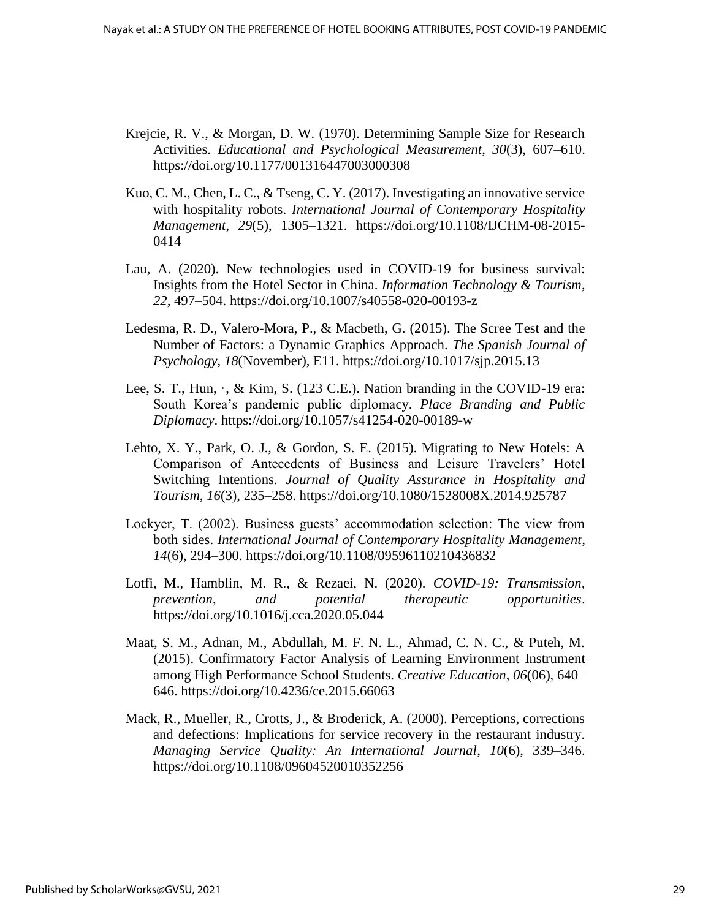Krejcie, R. V., & Morgan, D. W. (1970). Determining Sample Size for Research Activities. *Educational and Psychological Measurement*, *30*(3), 607–610. https://doi.org/10.1177/001316447003000308

Kuo, C. M., Chen, L. C., & Tseng, C. Y. (2017). Investigating an innovative service with hospitality robots. *International Journal of Contemporary Hospitality Management*, *29*(5), 1305–1321. https://doi.org/10.1108/IJCHM-08-2015-0414

Lau, A. (2020). New technologies used in COVID-19 for business survival: Insights from the Hotel Sector in China. *Information Technology & Tourism*, *22*, 497–504. https://doi.org/10.1007/s40558-020-00193-z

Ledesma, R. D., Valero-Mora, P., & Macbeth, G. (2015). The Scree Test and the Number of Factors: a Dynamic Graphics Approach. *The Spanish Journal of Psychology*, *18*(November), E11. https://doi.org/10.1017/sjp.2015.13

Lee, S. T., Hun, ·, & Kim, S. (123 C.E.). Nation branding in the COVID-19 era: South Korea's pandemic public diplomacy. *Place Branding and Public Diplomacy*. https://doi.org/10.1057/s41254-020-00189-w

Lehto, X. Y., Park, O. J., & Gordon, S. E. (2015). Migrating to New Hotels: A Comparison of Antecedents of Business and Leisure Travelers' Hotel Switching Intentions. *Journal of Quality Assurance in Hospitality and Tourism*, *16*(3), 235–258. https://doi.org/10.1080/1528008X.2014.925787

Lockyer, T. (2002). Business guests' accommodation selection: The view from both sides. *International Journal of Contemporary Hospitality Management*, *14*(6), 294–300. https://doi.org/10.1108/09596110210436832

Lotfi, M., Hamblin, M. R., & Rezaei, N. (2020). *COVID-19: Transmission, prevention, and potential therapeutic opportunities*. https://doi.org/10.1016/j.cca.2020.05.044

Maat, S. M., Adnan, M., Abdullah, M. F. N. L., Ahmad, C. N. C., & Puteh, M. (2015). Confirmatory Factor Analysis of Learning Environment Instrument among High Performance School Students. *Creative Education*, *06*(06), 640–646. https://doi.org/10.4236/ce.2015.66063

Mack, R., Mueller, R., Crotts, J., & Broderick, A. (2000). Perceptions, corrections and defections: Implications for service recovery in the restaurant industry. *Managing Service Quality: An International Journal*, *10*(6), 339–346. https://doi.org/10.1108/09604520010352256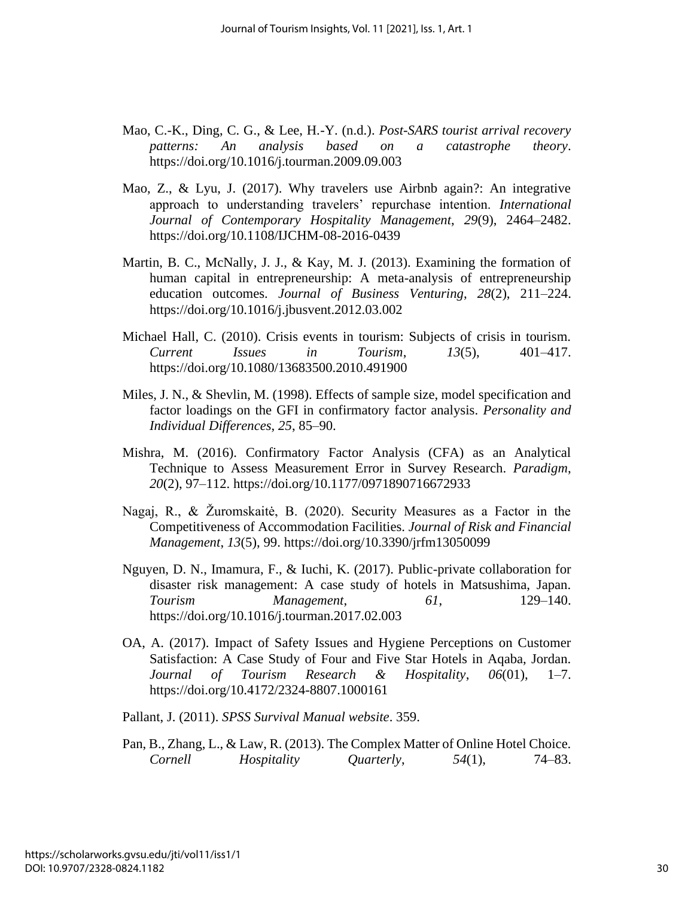Mao, C.-K., Ding, C. G., & Lee, H.-Y. (n.d.). *Post-SARS tourist arrival recovery patterns: An analysis based on a catastrophe theory*. https://doi.org/10.1016/j.tourman.2009.09.003

Mao, Z., & Lyu, J. (2017). Why travelers use Airbnb again?: An integrative approach to understanding travelers' repurchase intention. *International Journal of Contemporary Hospitality Management*, *29*(9), 2464–2482. https://doi.org/10.1108/IJCHM-08-2016-0439

Martin, B. C., McNally, J. J., & Kay, M. J. (2013). Examining the formation of human capital in entrepreneurship: A meta-analysis of entrepreneurship education outcomes. *Journal of Business Venturing*, *28*(2), 211–224. https://doi.org/10.1016/j.jbusvent.2012.03.002

Michael Hall, C. (2010). Crisis events in tourism: Subjects of crisis in tourism. *Current Issues in Tourism*, *13*(5), 401–417. https://doi.org/10.1080/13683500.2010.491900

Miles, J. N., & Shevlin, M. (1998). Effects of sample size, model specification and factor loadings on the GFI in confirmatory factor analysis. *Personality and Individual Differences*, *25*, 85–90.

Mishra, M. (2016). Confirmatory Factor Analysis (CFA) as an Analytical Technique to Assess Measurement Error in Survey Research. *Paradigm*, *20*(2), 97–112. https://doi.org/10.1177/0971890716672933

Nagaj, R., & Žuromskaitė, B. (2020). Security Measures as a Factor in the Competitiveness of Accommodation Facilities. *Journal of Risk and Financial Management*, *13*(5), 99. https://doi.org/10.3390/jrfm13050099

Nguyen, D. N., Imamura, F., & Iuchi, K. (2017). Public-private collaboration for disaster risk management: A case study of hotels in Matsushima, Japan. *Tourism Management*, *61*, 129–140. https://doi.org/10.1016/j.tourman.2017.02.003

OA, A. (2017). Impact of Safety Issues and Hygiene Perceptions on Customer Satisfaction: A Case Study of Four and Five Star Hotels in Aqaba, Jordan. *Journal of Tourism Research & Hospitality*, *06*(01), 1–7. https://doi.org/10.4172/2324-8807.1000161

Pallant, J. (2011). *SPSS Survival Manual website*. 359.

Pan, B., Zhang, L., & Law, R. (2013). The Complex Matter of Online Hotel Choice. *Cornell Hospitality Quarterly*, *54*(1), 74–83.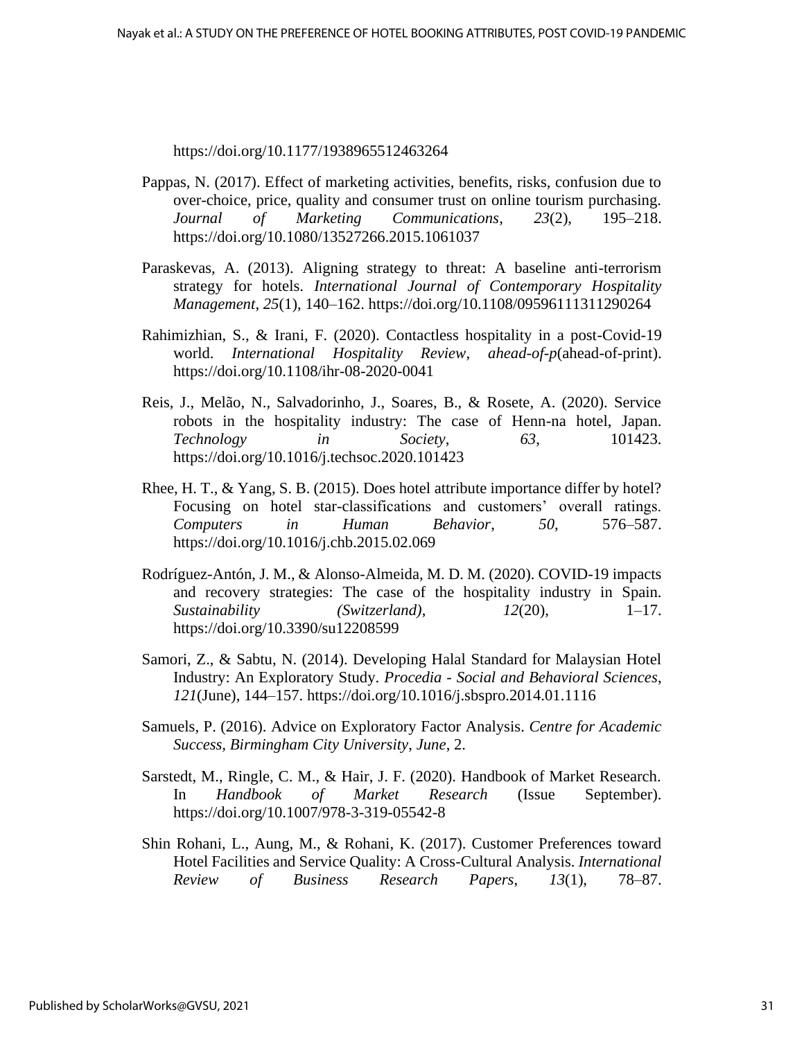https://doi.org/10.1177/1938965512463264

Pappas, N. (2017). Effect of marketing activities, benefits, risks, confusion due to over-choice, price, quality and consumer trust on online tourism purchasing. *Journal of Marketing Communications*, *23*(2), 195–218. https://doi.org/10.1080/13527266.2015.1061037

Paraskevas, A. (2013). Aligning strategy to threat: A baseline anti-terrorism strategy for hotels. *International Journal of Contemporary Hospitality Management*, *25*(1), 140–162. https://doi.org/10.1108/09596111311290264

Rahimizhian, S., & Irani, F. (2020). Contactless hospitality in a post-Covid-19 world. *International Hospitality Review*, *ahead-of-p*(ahead-of-print). https://doi.org/10.1108/ihr-08-2020-0041

Reis, J., Melão, N., Salvadorinho, J., Soares, B., & Rosete, A. (2020). Service robots in the hospitality industry: The case of Henn-na hotel, Japan. *Technology in Society*, *63*, 101423. https://doi.org/10.1016/j.techsoc.2020.101423

Rhee, H. T., & Yang, S. B. (2015). Does hotel attribute importance differ by hotel? Focusing on hotel star-classifications and customers' overall ratings. *Computers in Human Behavior*, *50*, 576–587. https://doi.org/10.1016/j.chb.2015.02.069

Rodríguez-Antón, J. M., & Alonso-Almeida, M. D. M. (2020). COVID-19 impacts and recovery strategies: The case of the hospitality industry in Spain. *Sustainability (Switzerland)*, *12*(20), 1–17. https://doi.org/10.3390/su12208599

Samori, Z., & Sabtu, N. (2014). Developing Halal Standard for Malaysian Hotel Industry: An Exploratory Study. *Procedia - Social and Behavioral Sciences*, *121*(June), 144–157. https://doi.org/10.1016/j.sbspro.2014.01.1116

Samuels, P. (2016). Advice on Exploratory Factor Analysis. *Centre for Academic Success, Birmingham City University*, *June*, 2.

Sarstedt, M., Ringle, C. M., & Hair, J. F. (2020). Handbook of Market Research. In *Handbook of Market Research* (Issue September). https://doi.org/10.1007/978-3-319-05542-8

Shin Rohani, L., Aung, M., & Rohani, K. (2017). Customer Preferences toward Hotel Facilities and Service Quality: A Cross-Cultural Analysis. *International Review of Business Research Papers*, *13*(1), 78–87.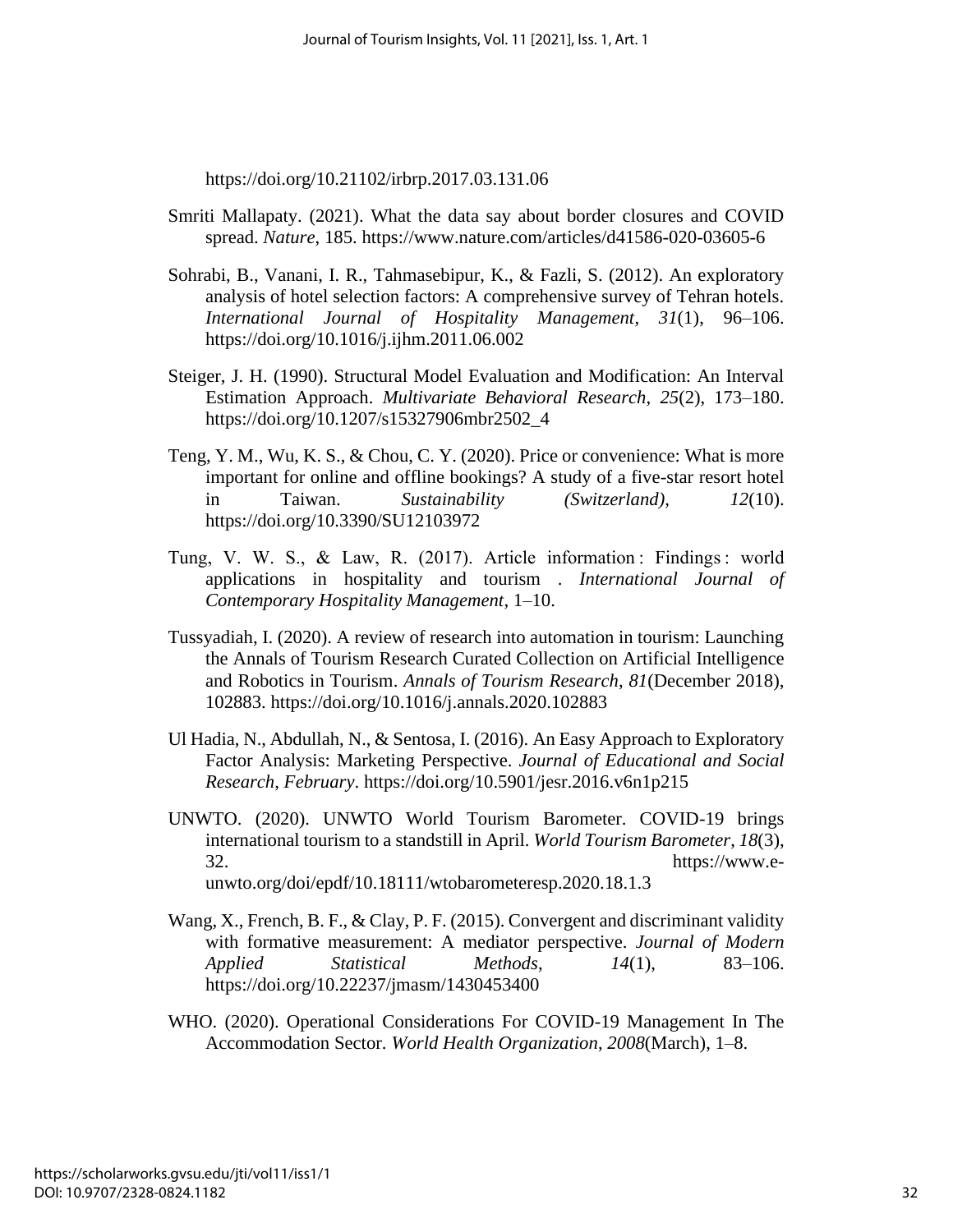https://doi.org/10.21102/irbrp.2017.03.131.06

Smriti Mallapaty. (2021). What the data say about border closures and COVID spread. *Nature*, 185. https://www.nature.com/articles/d41586-020-03605-6

Sohrabi, B., Vanani, I. R., Tahmasebipur, K., & Fazli, S. (2012). An exploratory analysis of hotel selection factors: A comprehensive survey of Tehran hotels. *International Journal of Hospitality Management*, *31*(1), 96–106. https://doi.org/10.1016/j.ijhm.2011.06.002

Steiger, J. H. (1990). Structural Model Evaluation and Modification: An Interval Estimation Approach. *Multivariate Behavioral Research*, *25*(2), 173–180. https://doi.org/10.1207/s15327906mbr2502_4

Teng, Y. M., Wu, K. S., & Chou, C. Y. (2020). Price or convenience: What is more important for online and offline bookings? A study of a five-star resort hotel in Taiwan. *Sustainability (Switzerland)*, *12*(10). https://doi.org/10.3390/SU12103972

Tung, V. W. S., & Law, R. (2017). Article information : Findings : world applications in hospitality and tourism . *International Journal of Contemporary Hospitality Management*, 1–10.

Tussyadiah, I. (2020). A review of research into automation in tourism: Launching the Annals of Tourism Research Curated Collection on Artificial Intelligence and Robotics in Tourism. *Annals of Tourism Research*, *81*(December 2018), 102883. https://doi.org/10.1016/j.annals.2020.102883

Ul Hadia, N., Abdullah, N., & Sentosa, I. (2016). An Easy Approach to Exploratory Factor Analysis: Marketing Perspective. *Journal of Educational and Social Research*, *February*. https://doi.org/10.5901/jesr.2016.v6n1p215

UNWTO. (2020). UNWTO World Tourism Barometer. COVID-19 brings international tourism to a standstill in April. *World Tourism Barometer*, *18*(3), 32. https://www.e-unwto.org/doi/epdf/10.18111/wtobarometeresp.2020.18.1.3

Wang, X., French, B. F., & Clay, P. F. (2015). Convergent and discriminant validity with formative measurement: A mediator perspective. *Journal of Modern Applied Statistical Methods*, *14*(1), 83–106. https://doi.org/10.22237/jmasm/1430453400

WHO. (2020). Operational Considerations For COVID-19 Management In The Accommodation Sector. *World Health Organization*, *2008*(March), 1–8.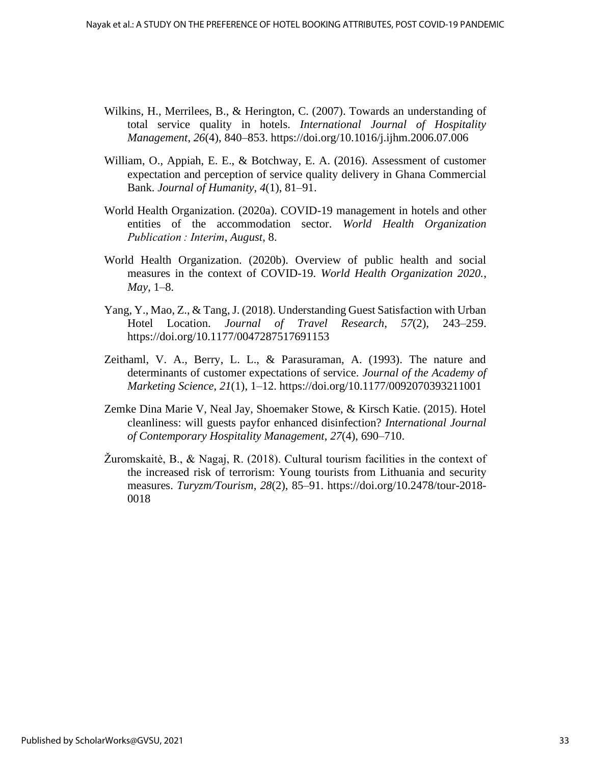Wilkins, H., Merrilees, B., & Herington, C. (2007). Towards an understanding of total service quality in hotels. *International Journal of Hospitality Management*, *26*(4), 840–853. https://doi.org/10.1016/j.ijhm.2006.07.006

William, O., Appiah, E. E., & Botchway, E. A. (2016). Assessment of customer expectation and perception of service quality delivery in Ghana Commercial Bank. *Journal of Humanity*, *4*(1), 81–91.

World Health Organization. (2020a). COVID-19 management in hotels and other entities of the accommodation sector. *World Health Organization Publication : Interim*, *August*, 8.

World Health Organization. (2020b). Overview of public health and social measures in the context of COVID-19. *World Health Organization 2020.*, *May*, 1–8.

Yang, Y., Mao, Z., & Tang, J. (2018). Understanding Guest Satisfaction with Urban Hotel Location. *Journal of Travel Research*, *57*(2), 243–259. https://doi.org/10.1177/0047287517691153

Zeithaml, V. A., Berry, L. L., & Parasuraman, A. (1993). The nature and determinants of customer expectations of service. *Journal of the Academy of Marketing Science*, *21*(1), 1–12. https://doi.org/10.1177/0092070393211001

Zemke Dina Marie V, Neal Jay, Shoemaker Stowe, & Kirsch Katie. (2015). Hotel cleanliness: will guests payfor enhanced disinfection? *International Journal of Contemporary Hospitality Management*, *27*(4), 690–710.

Žuromskaitė, B., & Nagaj, R. (2018). Cultural tourism facilities in the context of the increased risk of terrorism: Young tourists from Lithuania and security measures. *Turyzm/Tourism*, *28*(2), 85–91. https://doi.org/10.2478/tour-2018-0018